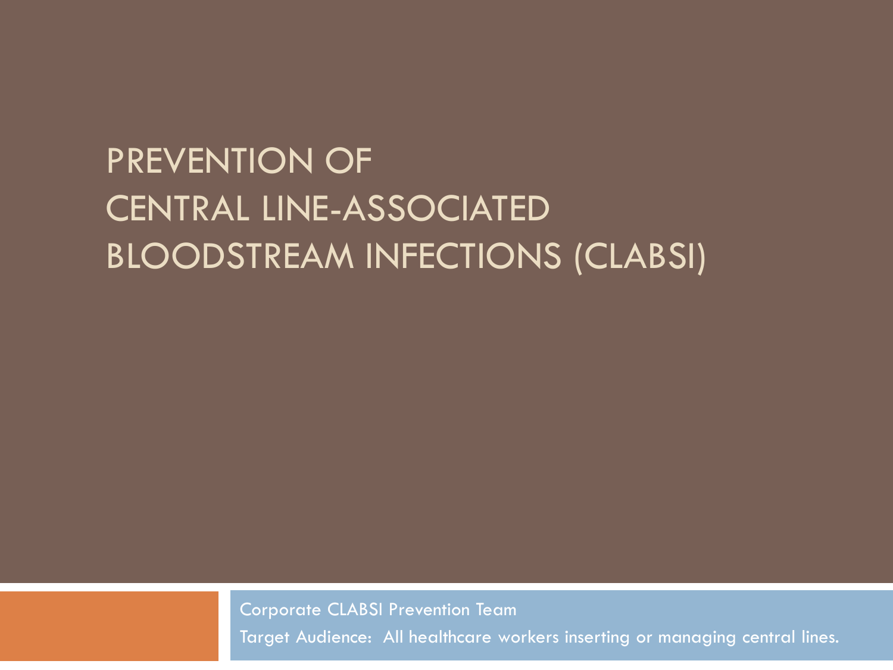# PREVENTION OF CENTRAL LINE-ASSOCIATED BLOODSTREAM INFECTIONS (CLABSI)

Corporate CLABSI Prevention Team

Target Audience: All healthcare workers inserting or managing central lines.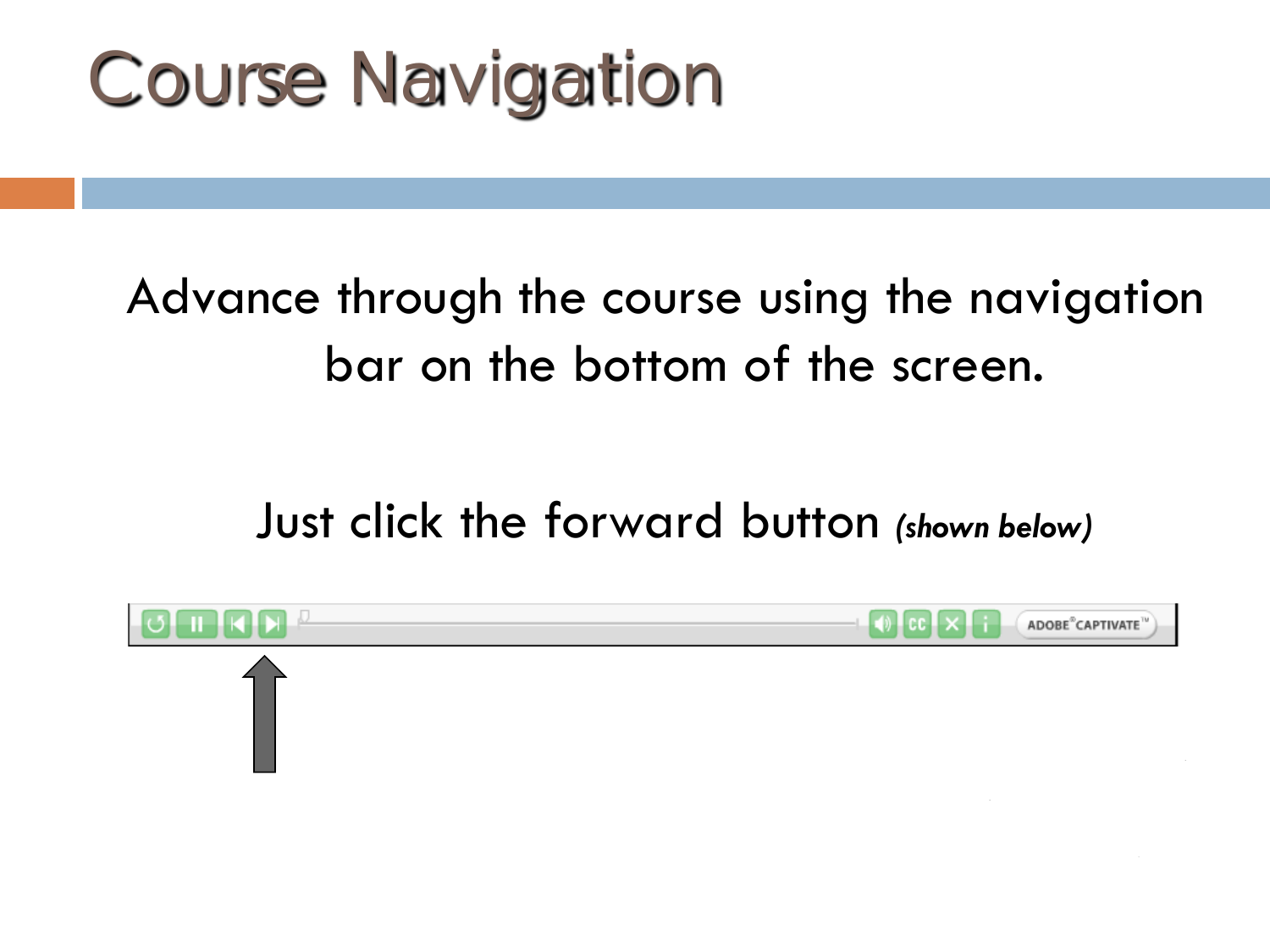# Course Navigation

Advance through the course using the navigation bar on the bottom of the screen.

Just click the forward button *(shown below)*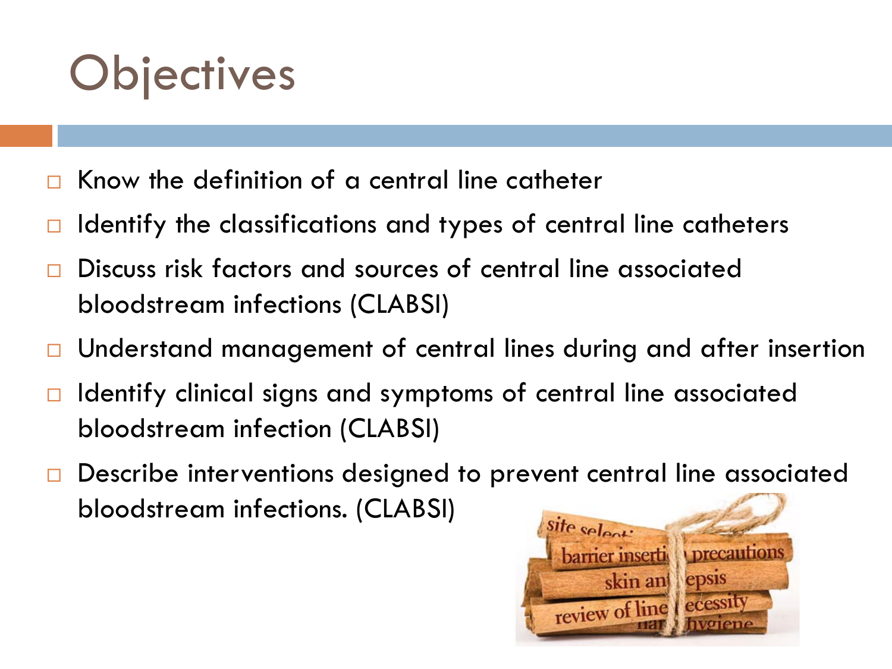# Objectives

- Know the definition of a central line catheter
- Identify the classifications and types of central line catheters
- Discuss risk factors and sources of central line associated bloodstream infections (CLABSI)
- Understand management of central lines during and after insertion
- Identify clinical signs and symptoms of central line associated bloodstream infection (CLABSI)
- Describe interventions designed to prevent central line associated bloodstream infections. (CLABSI)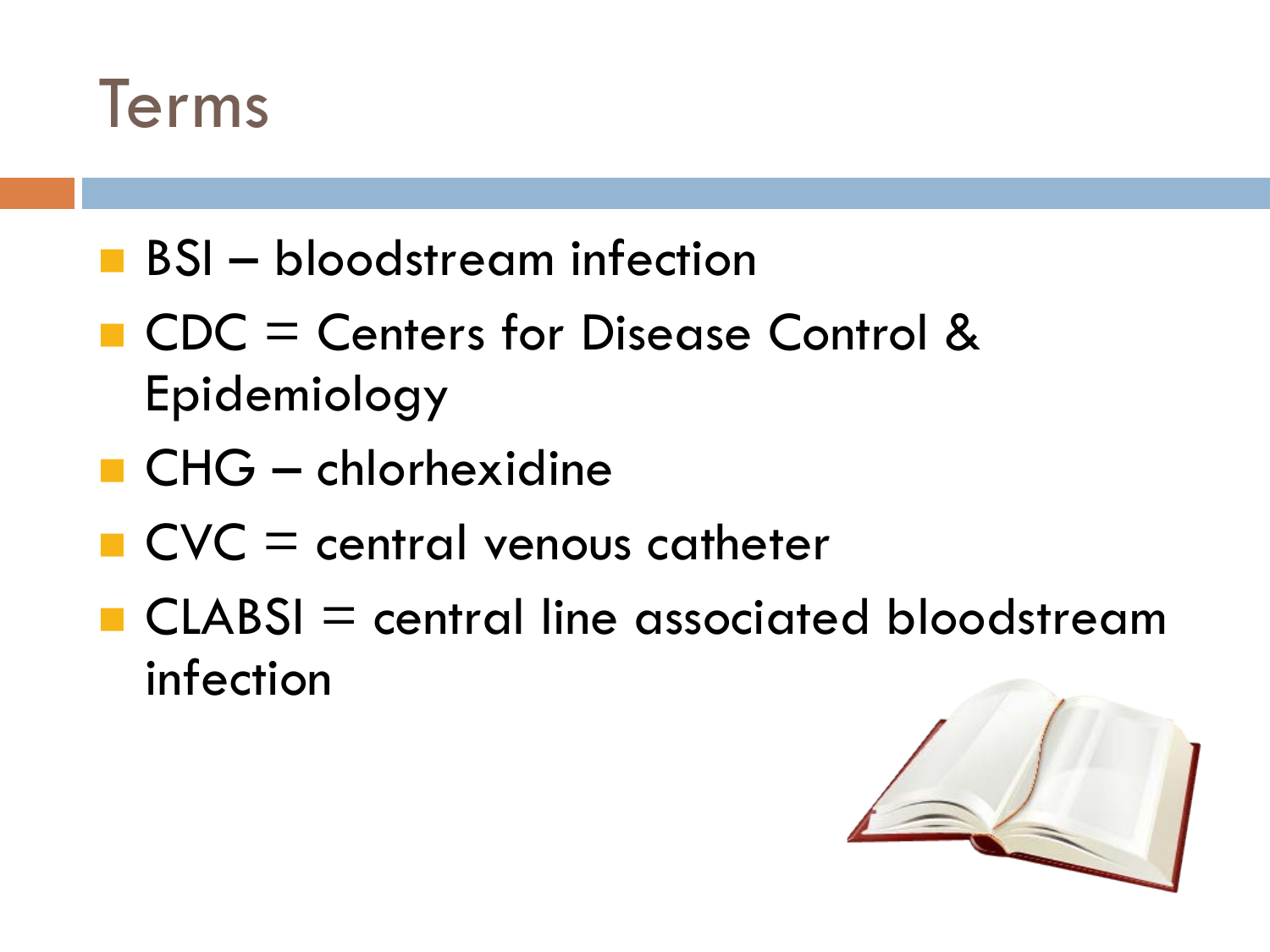# Terms

- BSI – bloodstream infection
- CDC = Centers for Disease Control & Epidemiology
- CHG – chlorhexidine
- CVC = central venous catheter
- CLABSI = central line associated bloodstream infection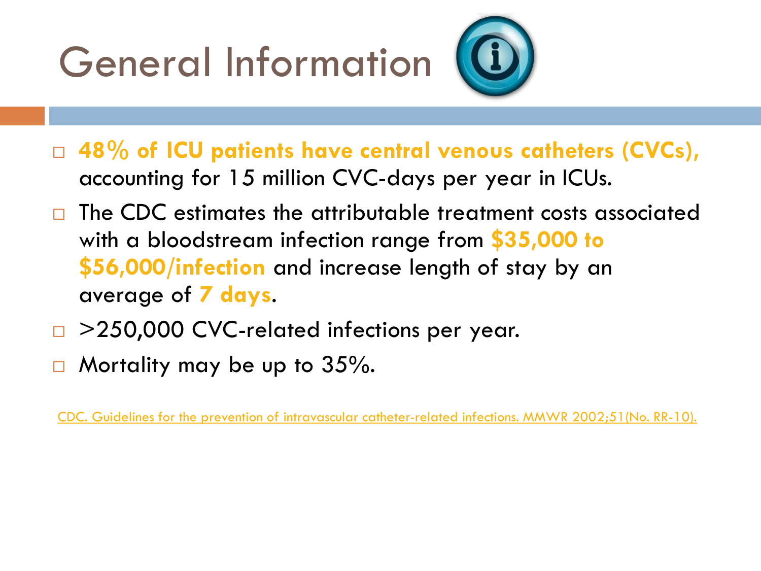# General Information

- **48% of ICU patients have central venous catheters (CVCs),** accounting for 15 million CVC-days per year in ICUs.
- The CDC estimates the attributable treatment costs associated with a bloodstream infection range from **$35,000 to $56,000/infection** and increase length of stay by an average of **7 days**.
- >250,000 CVC-related infections per year.
- Mortality may be up to 35%.

CDC. Guidelines for the prevention of intravascular catheter-related infections. MMWR 2002;51(No. RR-10).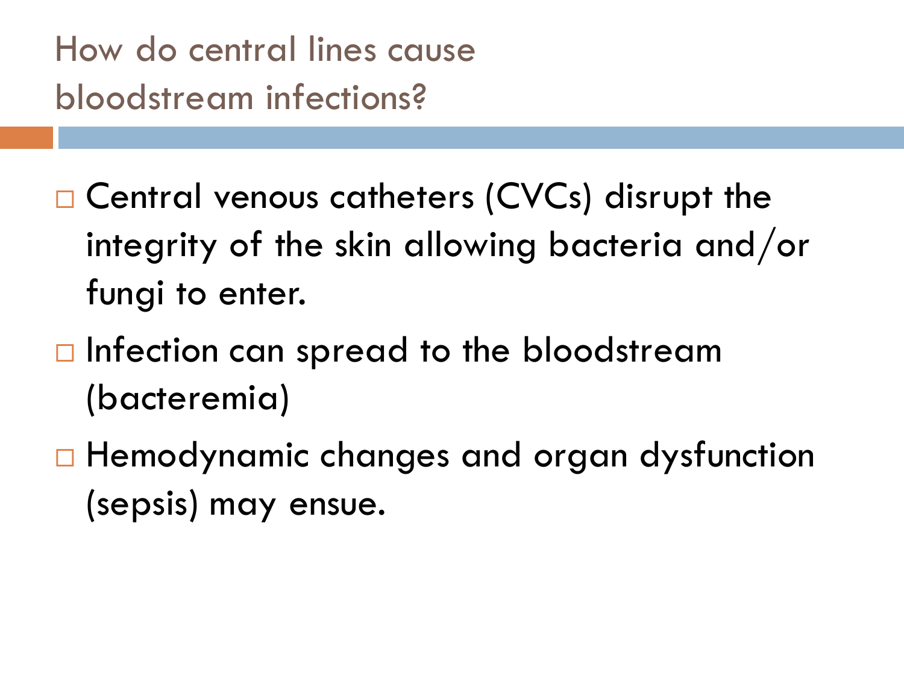# How do central lines cause bloodstream infections?

- Central venous catheters (CVCs) disrupt the integrity of the skin allowing bacteria and/or fungi to enter.
- Infection can spread to the bloodstream (bacteremia)
- Hemodynamic changes and organ dysfunction (sepsis) may ensue.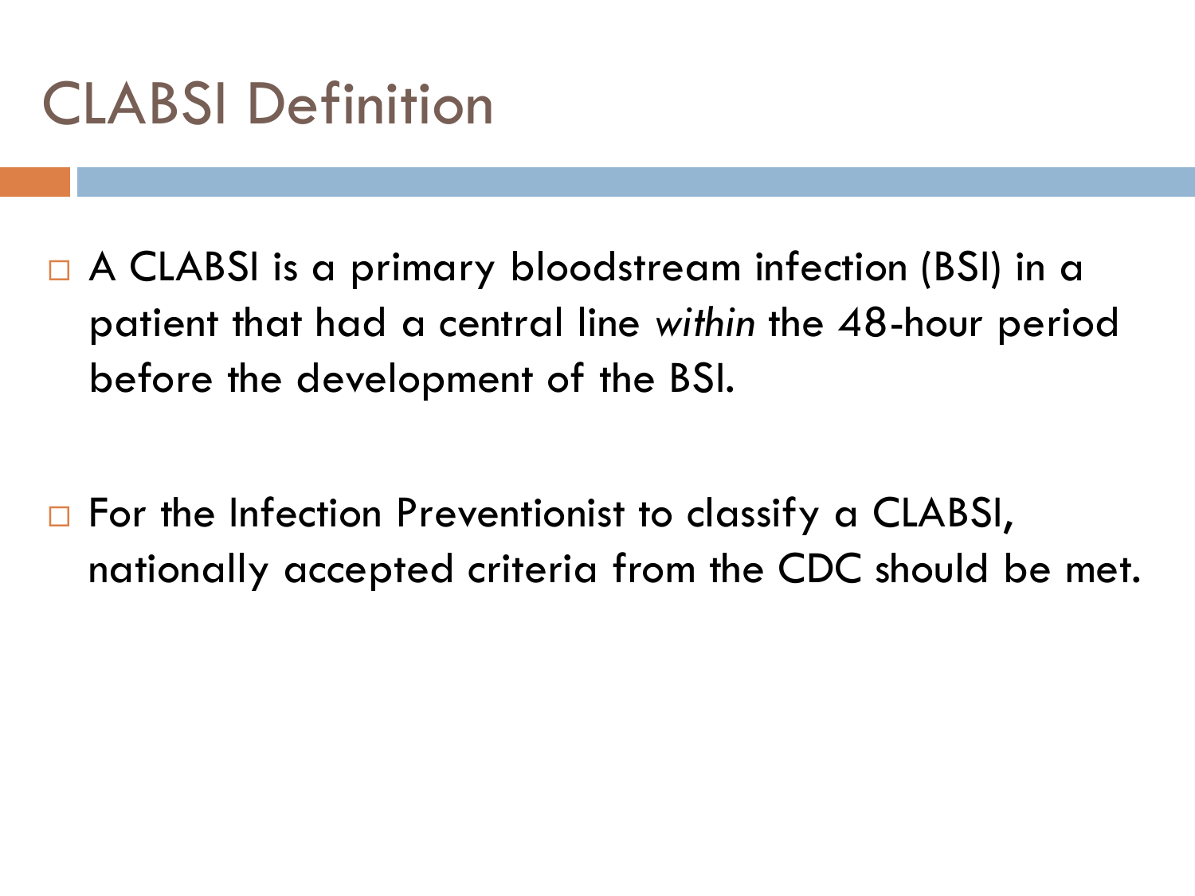# CLABSI Definition

- A CLABSI is a primary bloodstream infection (BSI) in a patient that had a central line *within* the 48-hour period before the development of the BSI.

- For the Infection Preventionist to classify a CLABSI, nationally accepted criteria from the CDC should be met.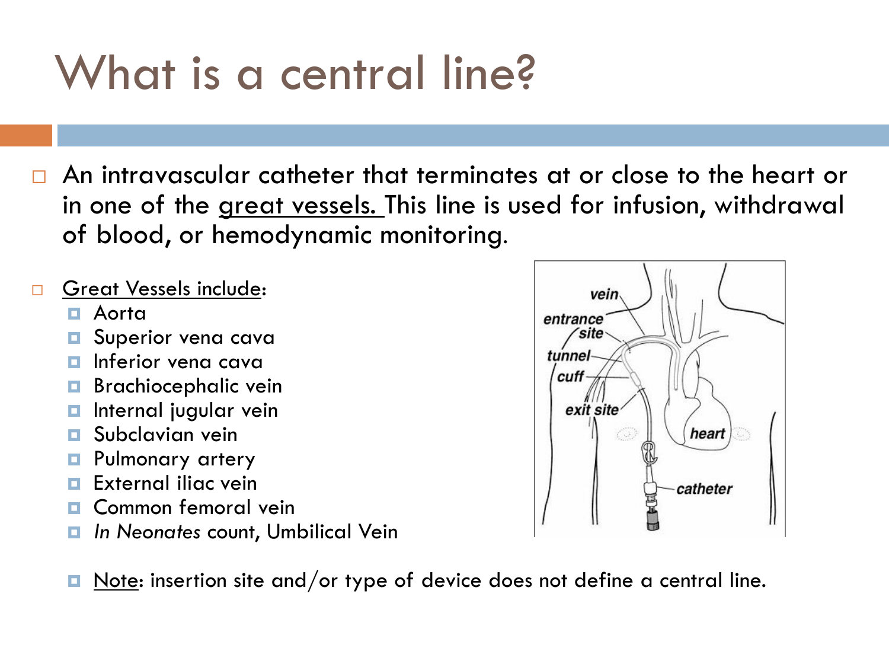# What is a central line?

- An intravascular catheter that terminates at or close to the heart or in one of the great vessels. This line is used for infusion, withdrawal of blood, or hemodynamic monitoring.

- Great Vessels include:
  - Aorta
  - Superior vena cava
  - Inferior vena cava
  - Brachiocephalic vein
  - Internal jugular vein
  - Subclavian vein
  - Pulmonary artery
  - External iliac vein
  - Common femoral vein
  - *In Neonates* count, Umbilical Vein

  - Note: insertion site and/or type of device does not define a central line.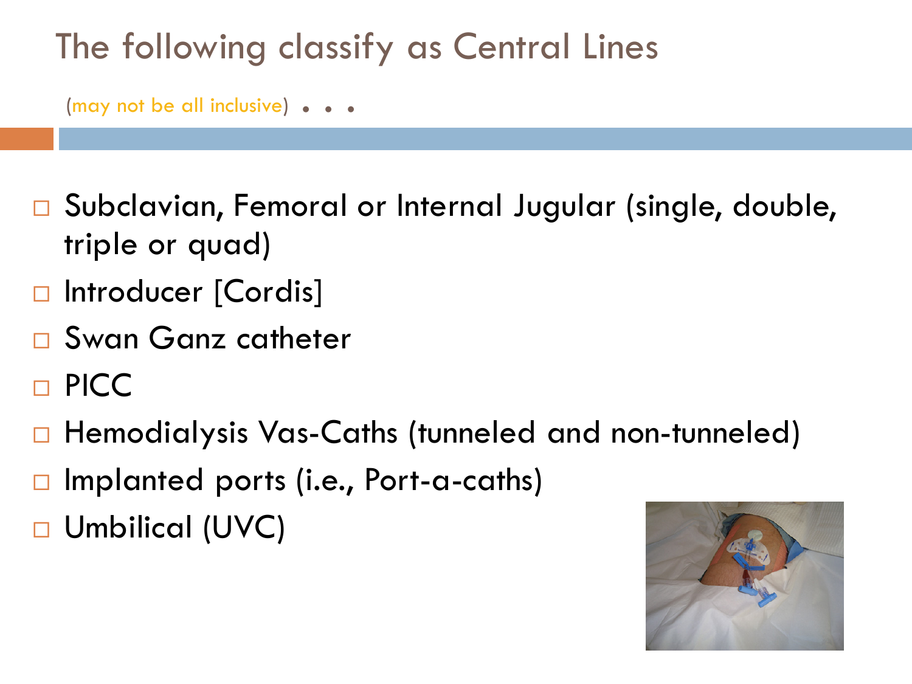# The following classify as Central Lines

(may not be all inclusive) . . .

- Subclavian, Femoral or Internal Jugular (single, double, triple or quad)
- Introducer [Cordis]
- Swan Ganz catheter
- PICC
- Hemodialysis Vas-Caths (tunneled and non-tunneled)
- Implanted ports (i.e., Port-a-caths)
- Umbilical (UVC)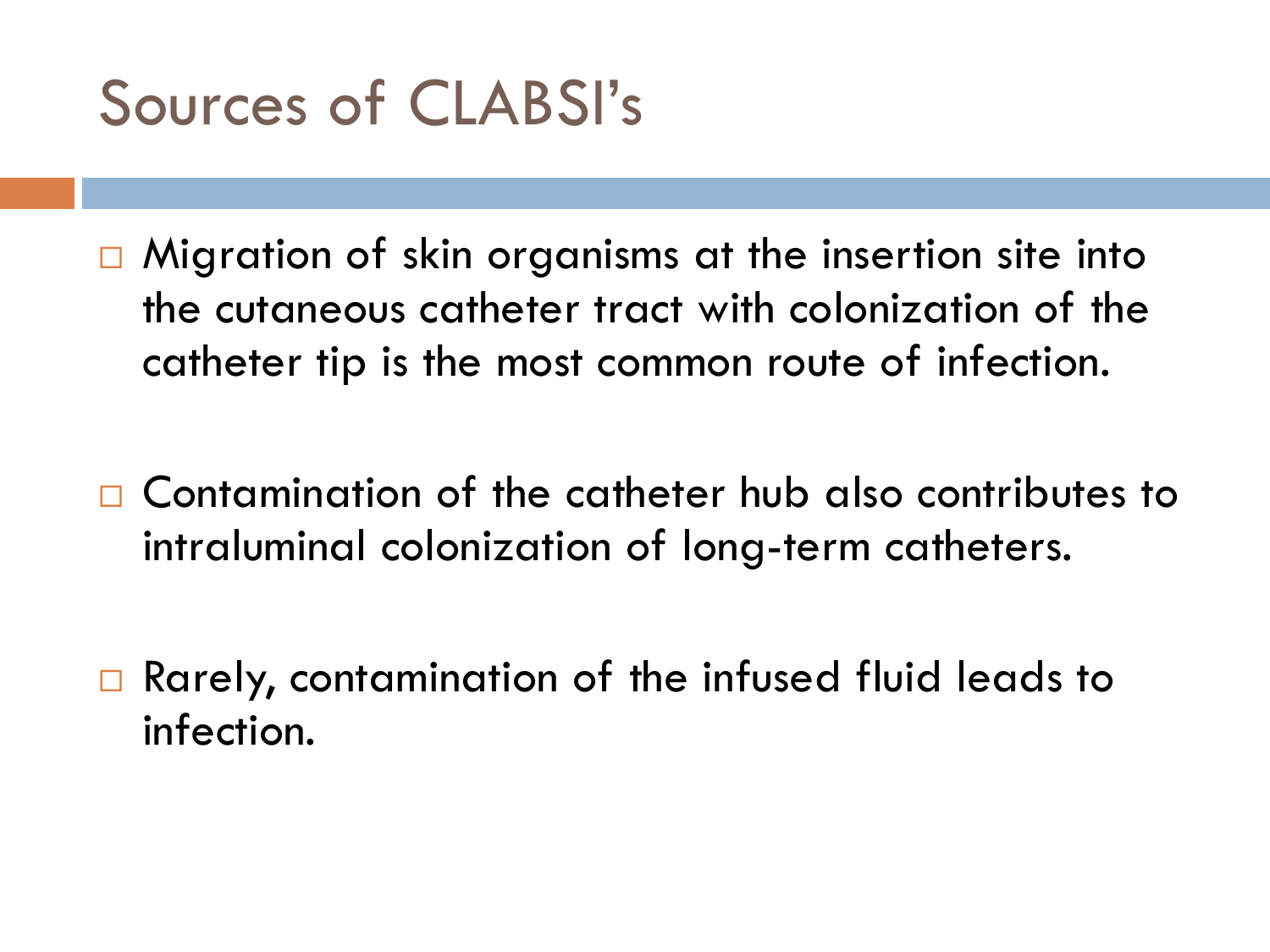# Sources of CLABSI's

- Migration of skin organisms at the insertion site into the cutaneous catheter tract with colonization of the catheter tip is the most common route of infection.
- Contamination of the catheter hub also contributes to intraluminal colonization of long-term catheters.
- Rarely, contamination of the infused fluid leads to infection.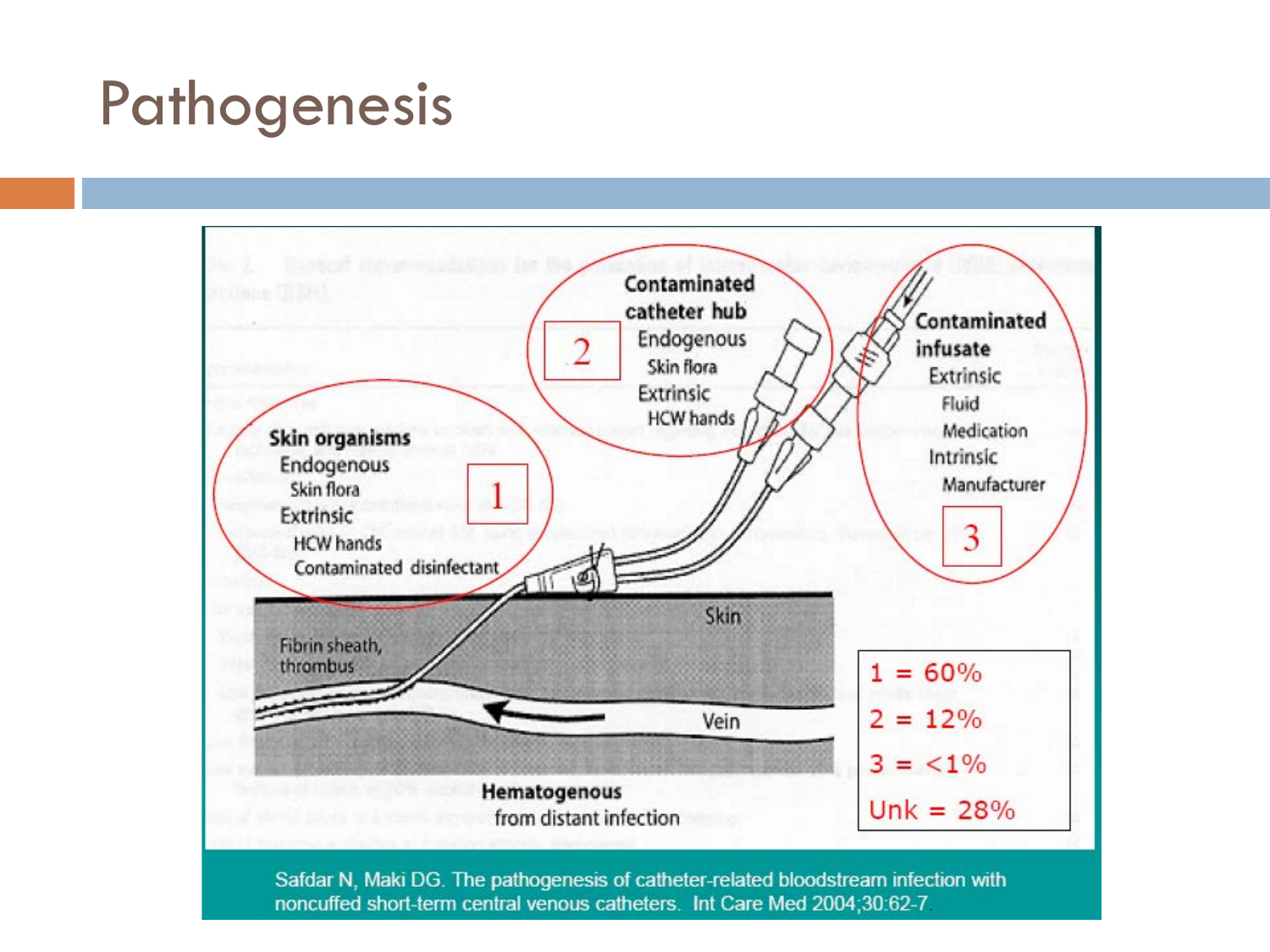# Pathogenesis

**Skin organisms**
Endogenous
Skin flora
Extrinsic
HCW hands
Contaminated disinfectant

1

**Contaminated catheter hub**
Endogenous
Skin flora
Extrinsic
HCW hands

2

**Contaminated infusate**
Extrinsic
Fluid
Medication
Intrinsic
Manufacturer

3

Skin

Fibrin sheath, thrombus

Vein

**Hematogenous**
from distant infection

1 = 60%
2 = 12%
3 = <1%
Unk = 28%

Safdar N, Maki DG. The pathogenesis of catheter-related bloodstream infection with noncuffed short-term central venous catheters. Int Care Med 2004;30:62-7.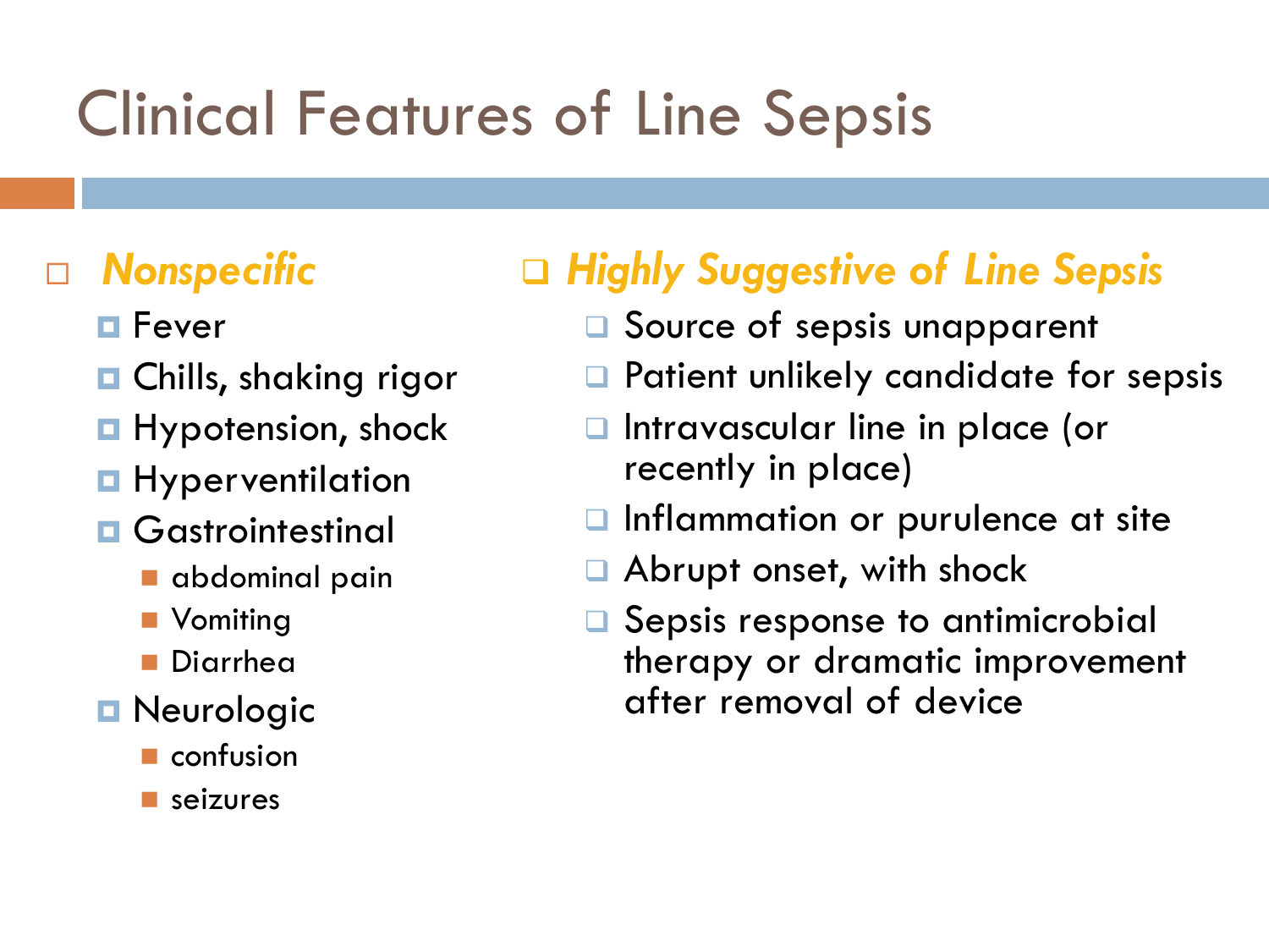# Clinical Features of Line Sepsis

- ***Nonspecific***
  - Fever
  - Chills, shaking rigor
  - Hypotension, shock
  - Hyperventilation
  - Gastrointestinal
    - abdominal pain
    - Vomiting
    - Diarrhea
  - Neurologic
    - confusion
    - seizures

- ***Highly Suggestive of Line Sepsis***
  - Source of sepsis unapparent
  - Patient unlikely candidate for sepsis
  - Intravascular line in place (or recently in place)
  - Inflammation or purulence at site
  - Abrupt onset, with shock
  - Sepsis response to antimicrobial therapy or dramatic improvement after removal of device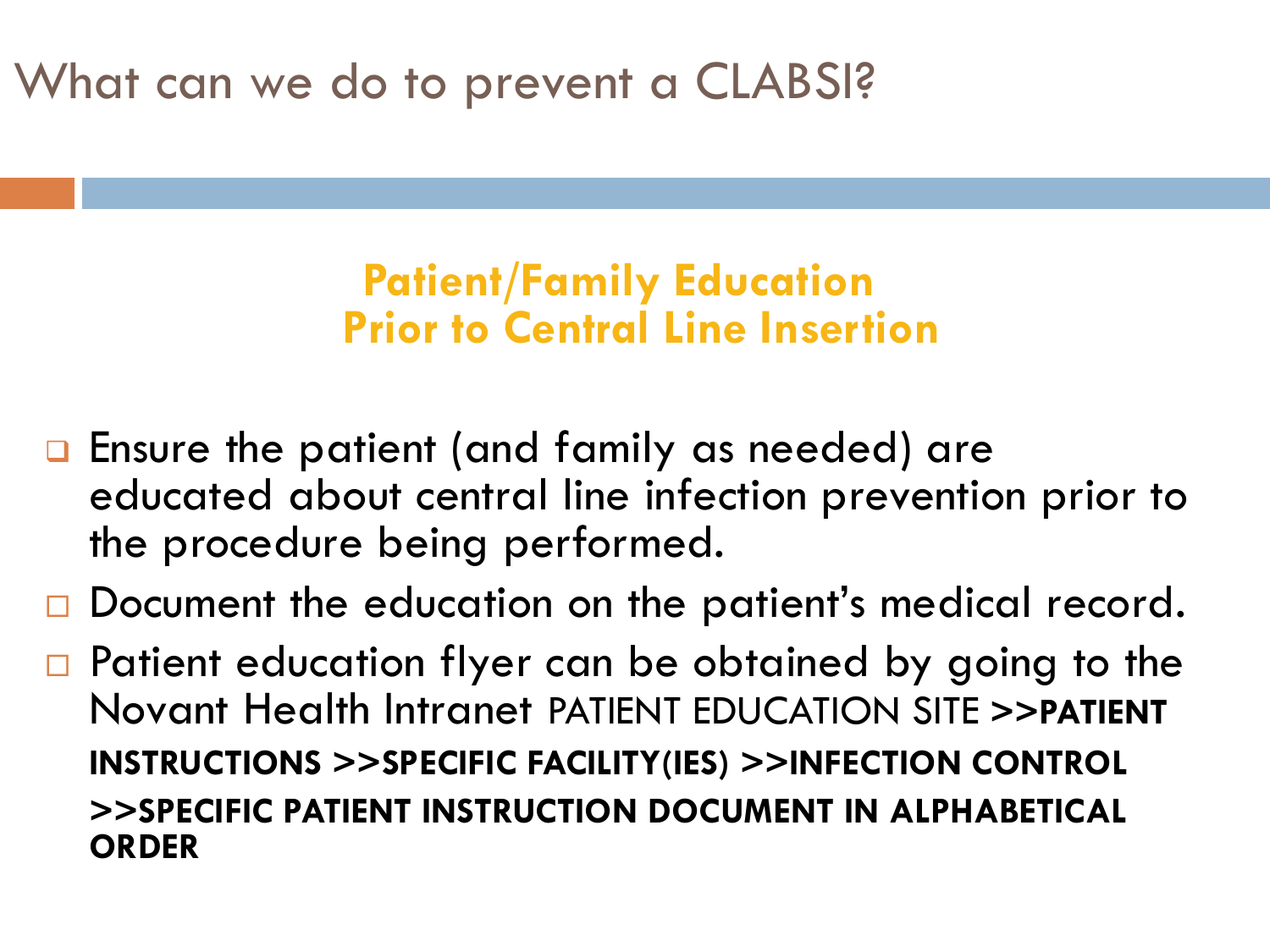# What can we do to prevent a CLABSI?

## Patient/Family Education Prior to Central Line Insertion

- Ensure the patient (and family as needed) are educated about central line infection prevention prior to the procedure being performed.
- Document the education on the patient's medical record.
- Patient education flyer can be obtained by going to the Novant Health Intranet PATIENT EDUCATION SITE **>>PATIENT INSTRUCTIONS >>SPECIFIC FACILITY(IES) >>INFECTION CONTROL >>SPECIFIC PATIENT INSTRUCTION DOCUMENT IN ALPHABETICAL ORDER**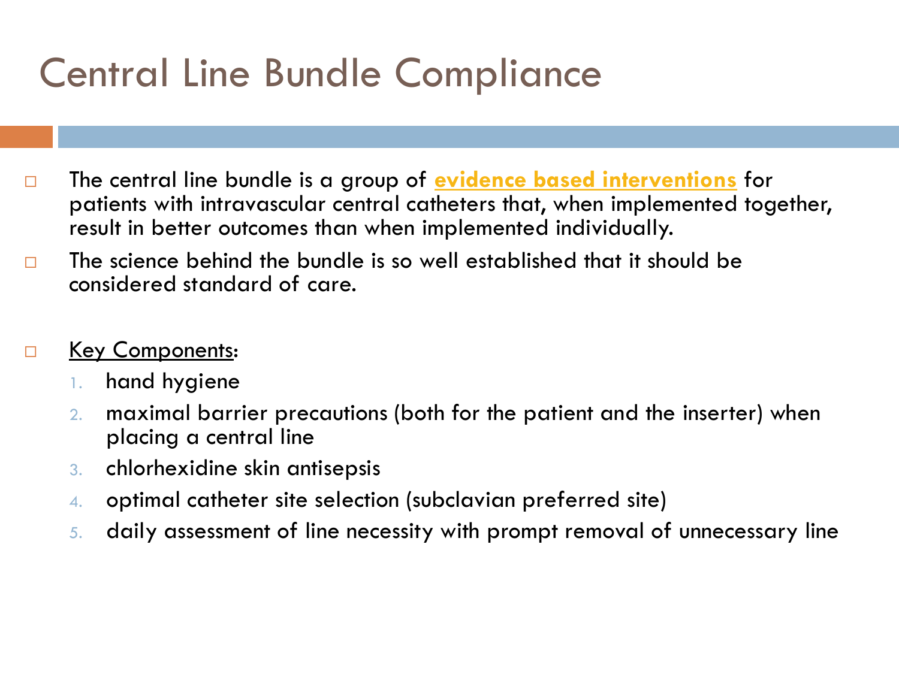# Central Line Bundle Compliance

- The central line bundle is a group of **evidence based interventions** for patients with intravascular central catheters that, when implemented together, result in better outcomes than when implemented individually.
- The science behind the bundle is so well established that it should be considered standard of care.

- Key Components:
  1. hand hygiene
  2. maximal barrier precautions (both for the patient and the inserter) when placing a central line
  3. chlorhexidine skin antisepsis
  4. optimal catheter site selection (subclavian preferred site)
  5. daily assessment of line necessity with prompt removal of unnecessary line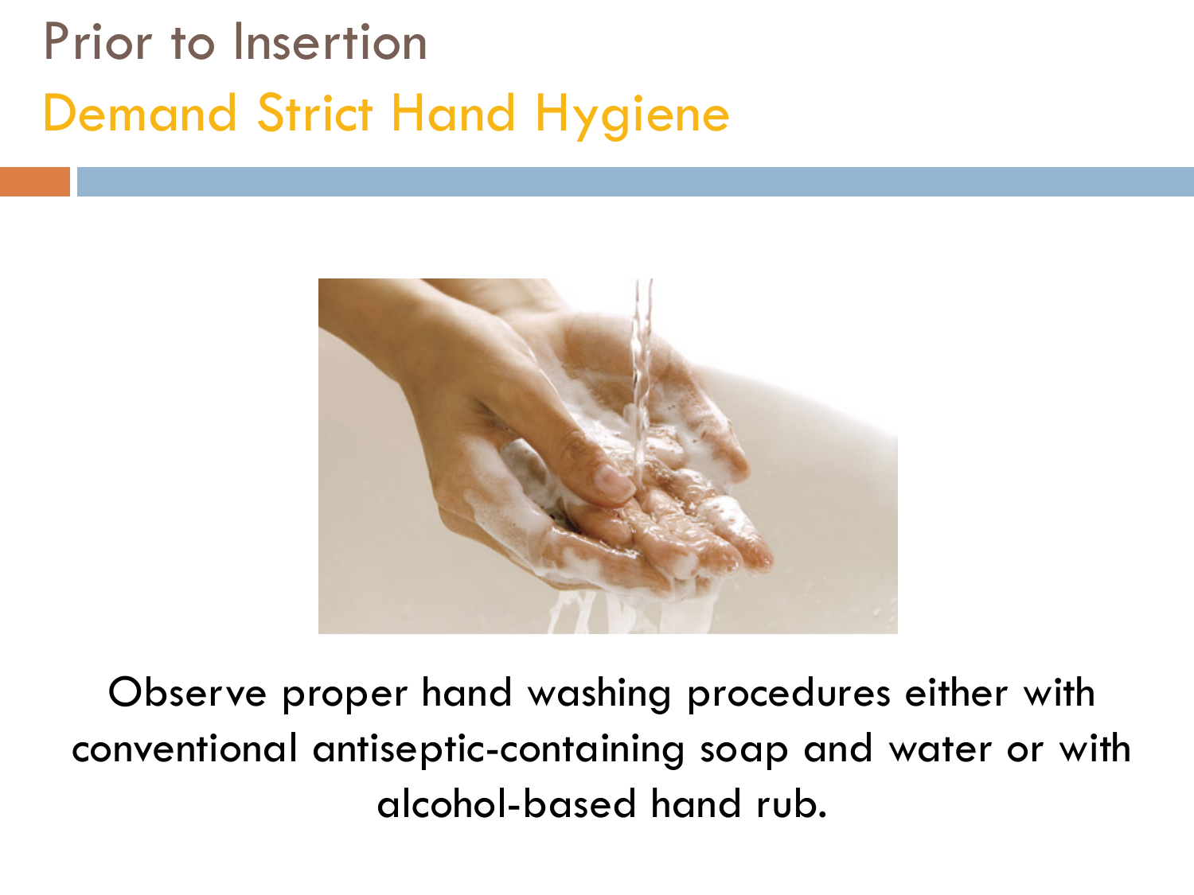# Prior to Insertion

## Demand Strict Hand Hygiene

Observe proper hand washing procedures either with conventional antiseptic-containing soap and water or with alcohol-based hand rub.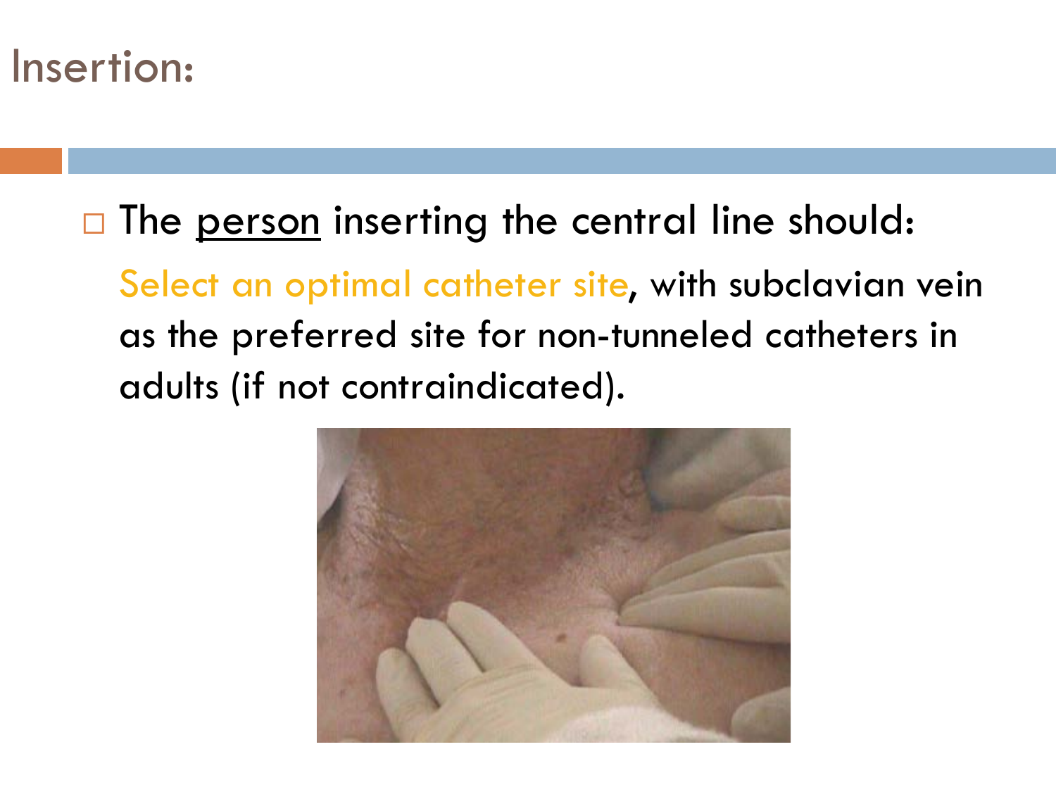# Insertion:

- The <u>person</u> inserting the central line should:

  Select an optimal catheter site, with subclavian vein as the preferred site for non-tunneled catheters in adults (if not contraindicated).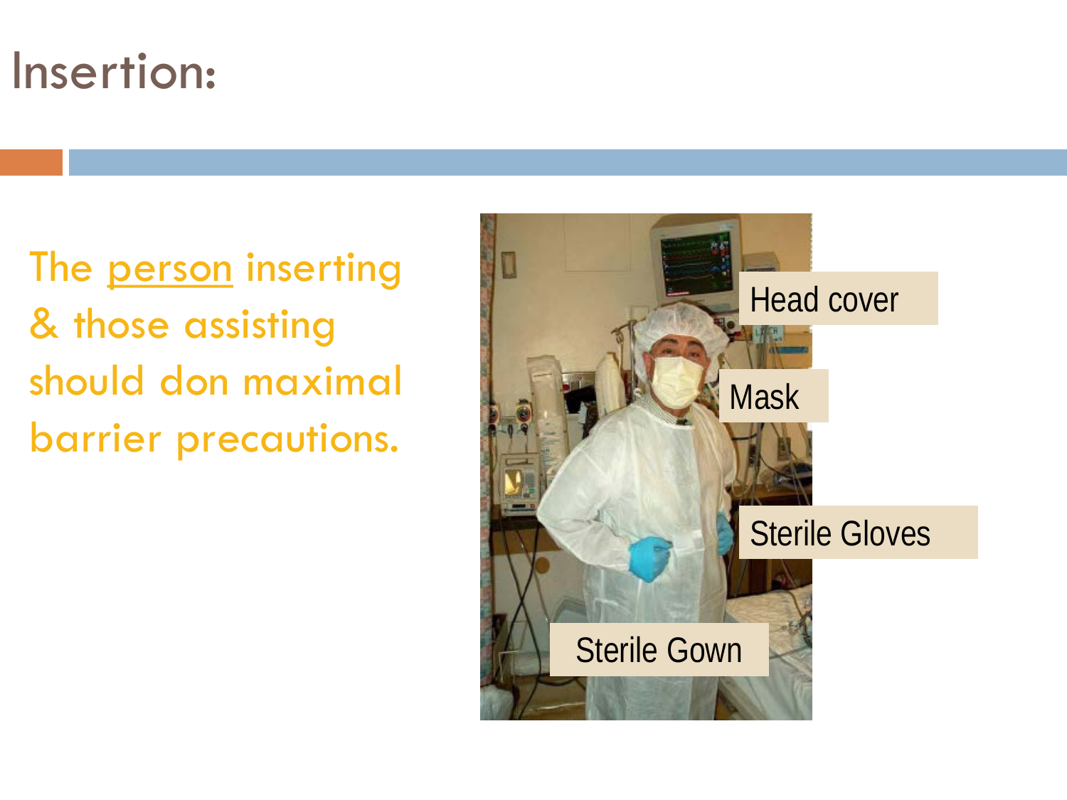# Insertion:

The person inserting & those assisting should don maximal barrier precautions.

Head cover

Mask

Sterile Gloves

Sterile Gown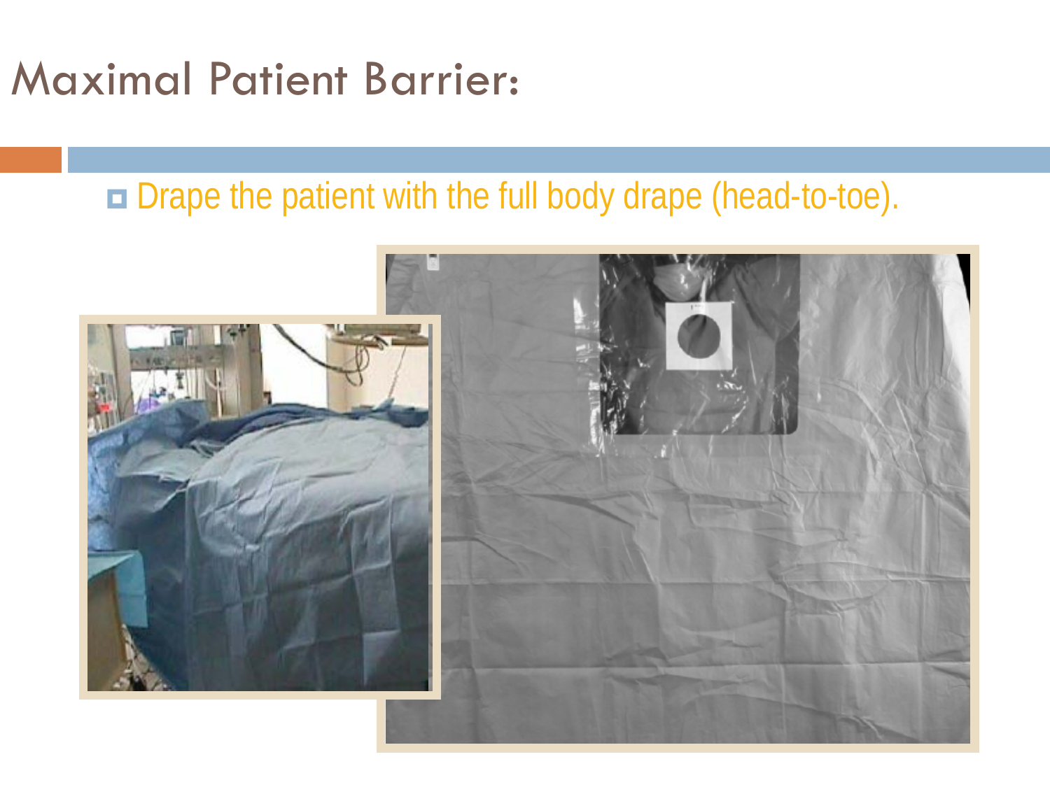# Maximal Patient Barrier:

- Drape the patient with the full body drape (head-to-toe).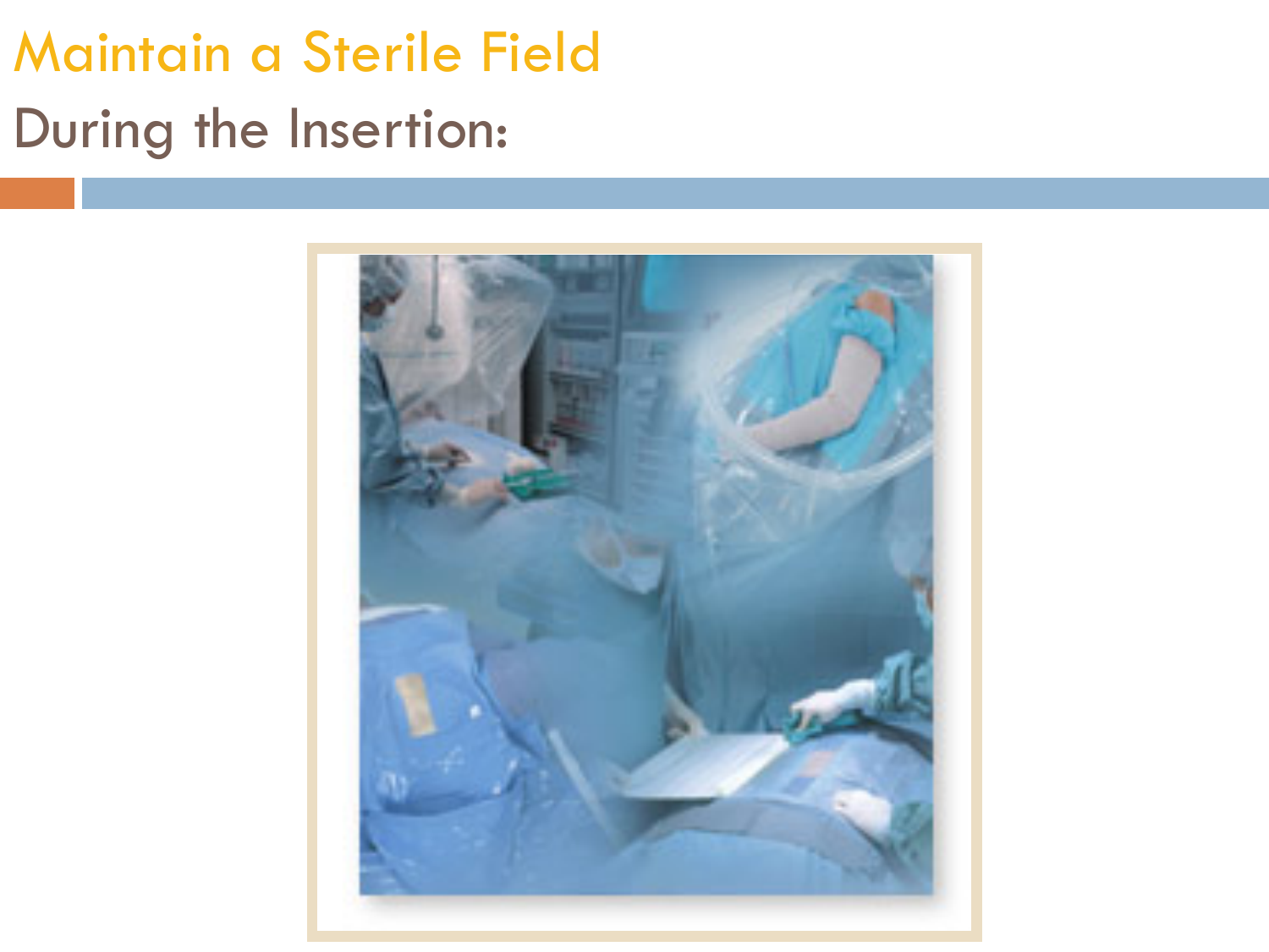# Maintain a Sterile Field

## During the Insertion: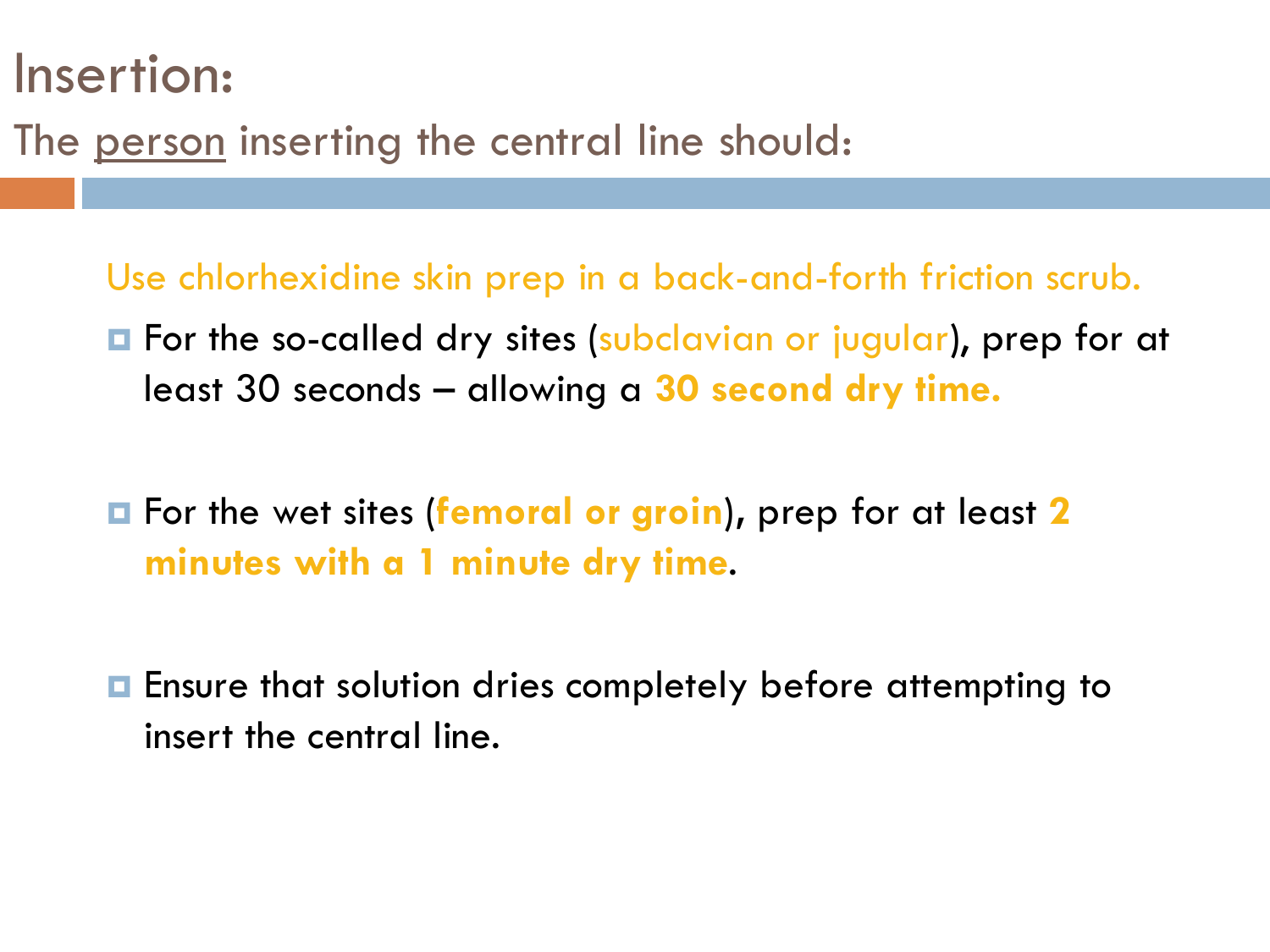# Insertion:

## The person inserting the central line should:

Use chlorhexidine skin prep in a back-and-forth friction scrub.

- For the so-called dry sites (subclavian or jugular), prep for at least 30 seconds – allowing a **30 second dry time.**
- For the wet sites (**femoral or groin**), prep for at least **2 minutes with a 1 minute dry time**.
- Ensure that solution dries completely before attempting to insert the central line.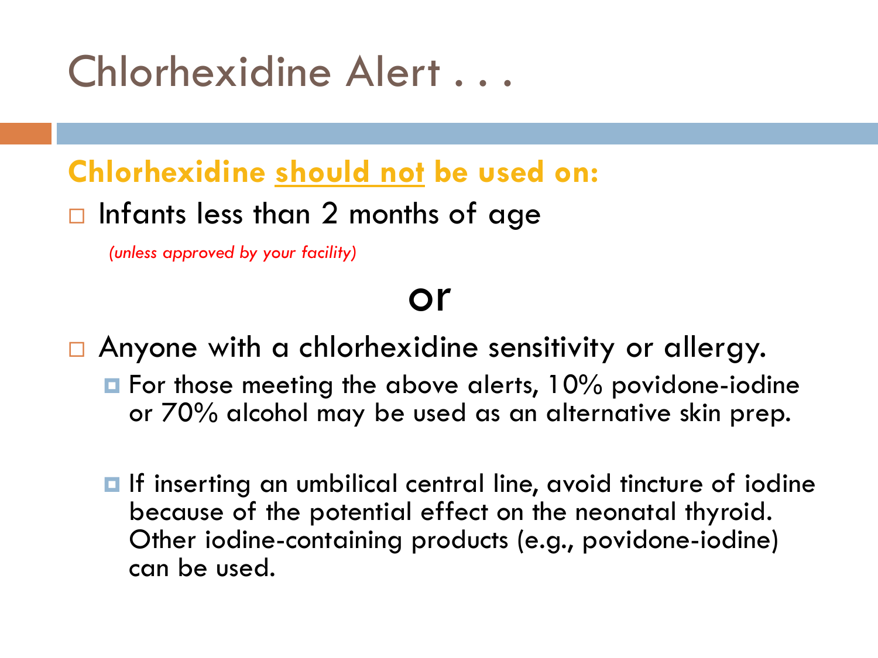# Chlorhexidine Alert . . .

**Chlorhexidine <u>should not</u> be used on:**

- Infants less than 2 months of age

  *(unless approved by your facility)*

**or**

- Anyone with a chlorhexidine sensitivity or allergy.
  - For those meeting the above alerts, 10% povidone-iodine or 70% alcohol may be used as an alternative skin prep.
  - If inserting an umbilical central line, avoid tincture of iodine because of the potential effect on the neonatal thyroid. Other iodine-containing products (e.g., povidone-iodine) can be used.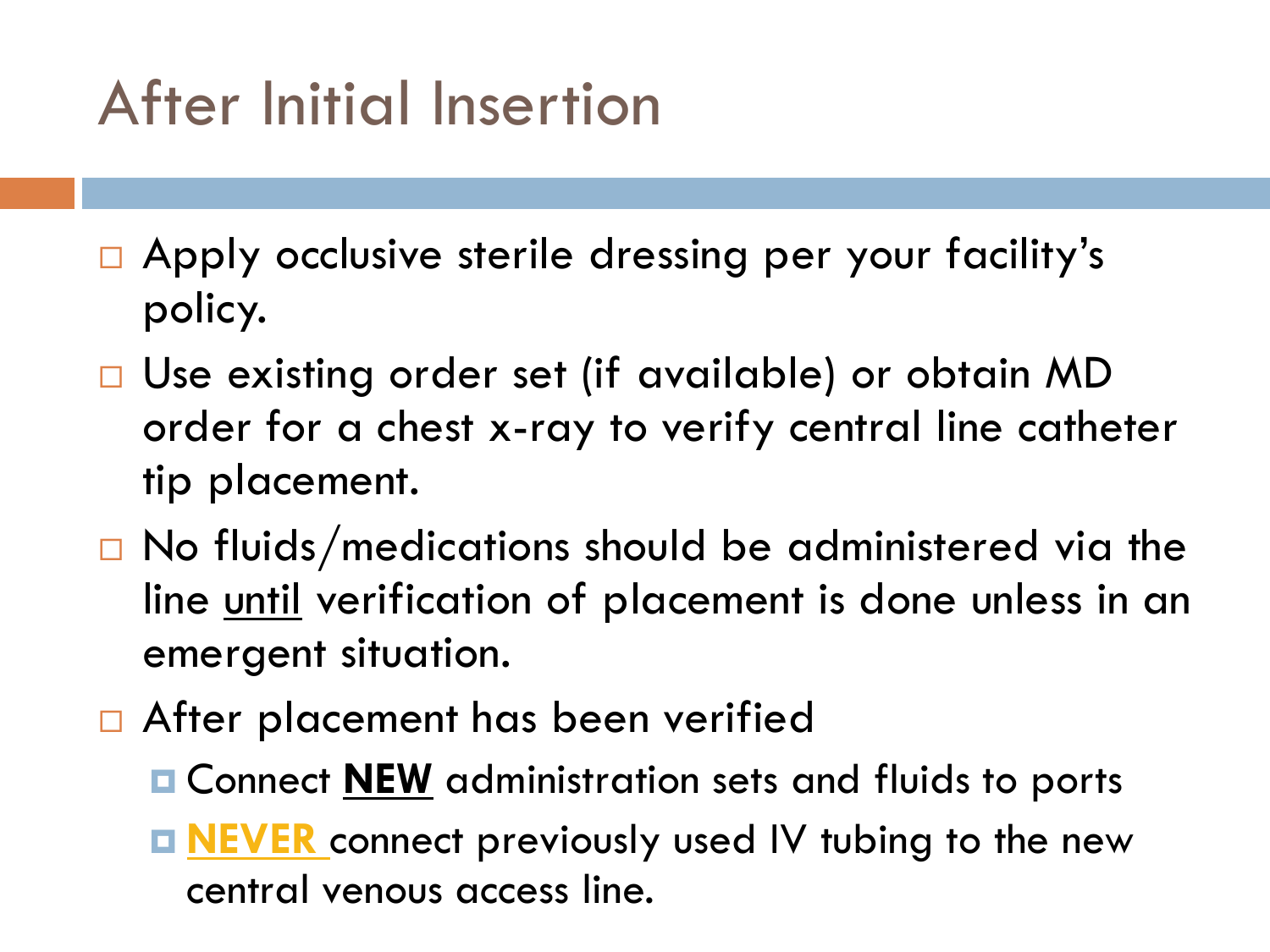# After Initial Insertion

- Apply occlusive sterile dressing per your facility's policy.
- Use existing order set (if available) or obtain MD order for a chest x-ray to verify central line catheter tip placement.
- No fluids/medications should be administered via the line <u>until</u> verification of placement is done unless in an emergent situation.
- After placement has been verified
  - Connect <u>**NEW**</u> administration sets and fluids to ports
  - <u>**NEVER**</u> connect previously used IV tubing to the new central venous access line.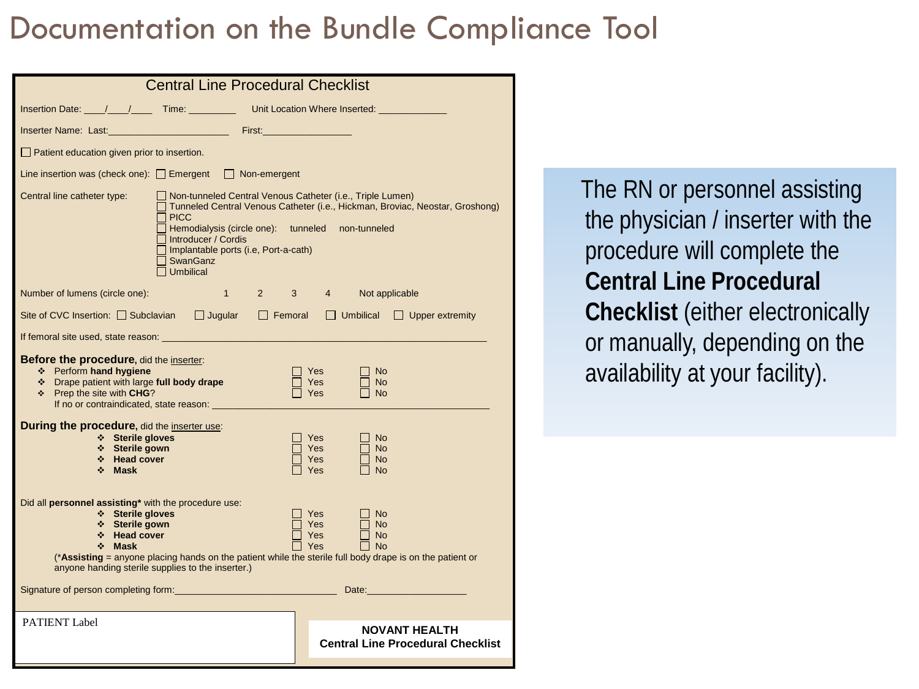# Documentation on the Bundle Compliance Tool

## Central Line Procedural Checklist

Insertion Date: \_\_\_\_/\_\_\_\_/\_\_\_\_ Time: \_\_\_\_\_\_\_\_\_ Unit Location Where Inserted: \_\_\_\_\_\_\_\_\_\_\_\_\_

Inserter Name: Last:\_\_\_\_\_\_\_\_\_\_\_\_\_\_\_\_\_\_\_\_\_\_\_ First:\_\_\_\_\_\_\_\_\_\_\_\_\_\_\_\_\_

☐ Patient education given prior to insertion.

Line insertion was (check one): ☐ Emergent ☐ Non-emergent

Central line catheter type:
- ☐ Non-tunneled Central Venous Catheter (i.e., Triple Lumen)
- ☐ Tunneled Central Venous Catheter (i.e., Hickman, Broviac, Neostar, Groshong)
- ☐ PICC
- ☐ Hemodialysis (circle one): tunneled non-tunneled
- ☐ Introducer / Cordis
- ☐ Implantable ports (i.e, Port-a-cath)
- ☐ SwanGanz
- ☐ Umbilical

Number of lumens (circle one): 1 2 3 4 Not applicable

Site of CVC Insertion: ☐ Subclavian ☐ Jugular ☐ Femoral ☐ Umbilical ☐ Upper extremity

If femoral site used, state reason: \_\_\_\_\_\_\_\_\_\_\_\_\_\_\_\_\_\_\_\_\_\_\_\_\_\_\_\_\_\_\_\_\_\_\_\_\_\_\_\_\_\_\_\_\_\_\_\_\_\_\_\_\_\_\_\_\_\_\_\_

**Before the procedure,** did the inserter:

| | | |
|---|---|---|
| ❖ Perform **hand hygiene** | ☐ Yes | ☐ No |
| ❖ Drape patient with large **full body drape** | ☐ Yes | ☐ No |
| ❖ Prep the site with **CHG**? | ☐ Yes | ☐ No |

If no or contraindicated, state reason: \_\_\_\_\_\_\_\_\_\_\_\_\_\_\_\_\_\_\_\_\_\_\_\_\_\_\_\_\_\_\_\_\_\_\_\_\_\_\_\_\_\_\_\_\_\_\_\_\_\_\_\_\_\_

**During the procedure,** did the inserter use:

| | | |
|---|---|---|
| ❖ **Sterile gloves** | ☐ Yes | ☐ No |
| ❖ **Sterile gown** | ☐ Yes | ☐ No |
| ❖ **Head cover** | ☐ Yes | ☐ No |
| ❖ **Mask** | ☐ Yes | ☐ No |

Did all **personnel assisting*** with the procedure use:

| | | |
|---|---|---|
| ❖ **Sterile gloves** | ☐ Yes | ☐ No |
| ❖ **Sterile gown** | ☐ Yes | ☐ No |
| ❖ **Head cover** | ☐ Yes | ☐ No |
| ❖ **Mask** | ☐ Yes | ☐ No |

(***Assisting** = anyone placing hands on the patient while the sterile full body drape is on the patient or anyone handing sterile supplies to the inserter.)

Signature of person completing form:\_\_\_\_\_\_\_\_\_\_\_\_\_\_\_\_\_\_\_\_\_\_\_\_\_\_\_\_\_\_ Date:\_\_\_\_\_\_\_\_\_\_\_\_\_\_\_\_\_\_\_

PATIENT Label

**NOVANT HEALTH**
**Central Line Procedural Checklist**

The RN or personnel assisting the physician / inserter with the procedure will complete the **Central Line Procedural Checklist** (either electronically or manually, depending on the availability at your facility).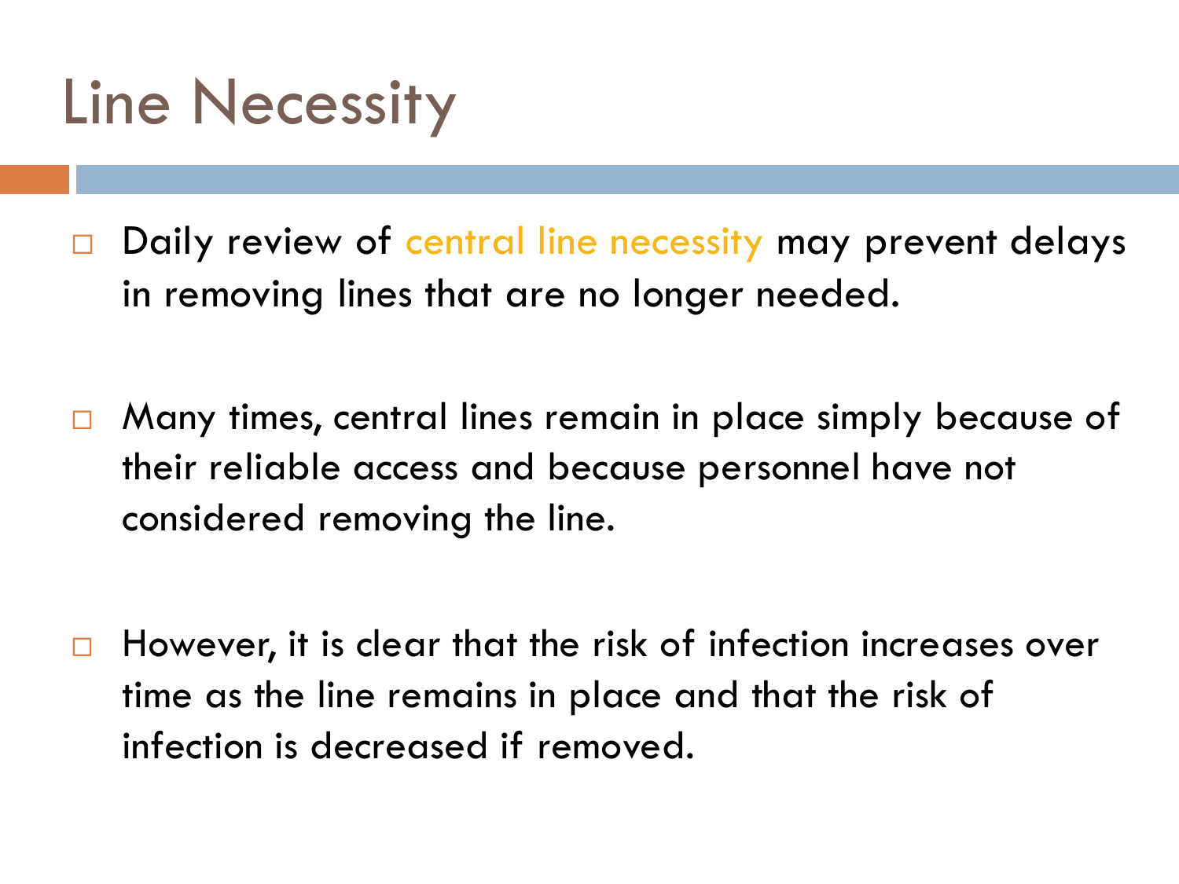# Line Necessity

- Daily review of central line necessity may prevent delays in removing lines that are no longer needed.
- Many times, central lines remain in place simply because of their reliable access and because personnel have not considered removing the line.
- However, it is clear that the risk of infection increases over time as the line remains in place and that the risk of infection is decreased if removed.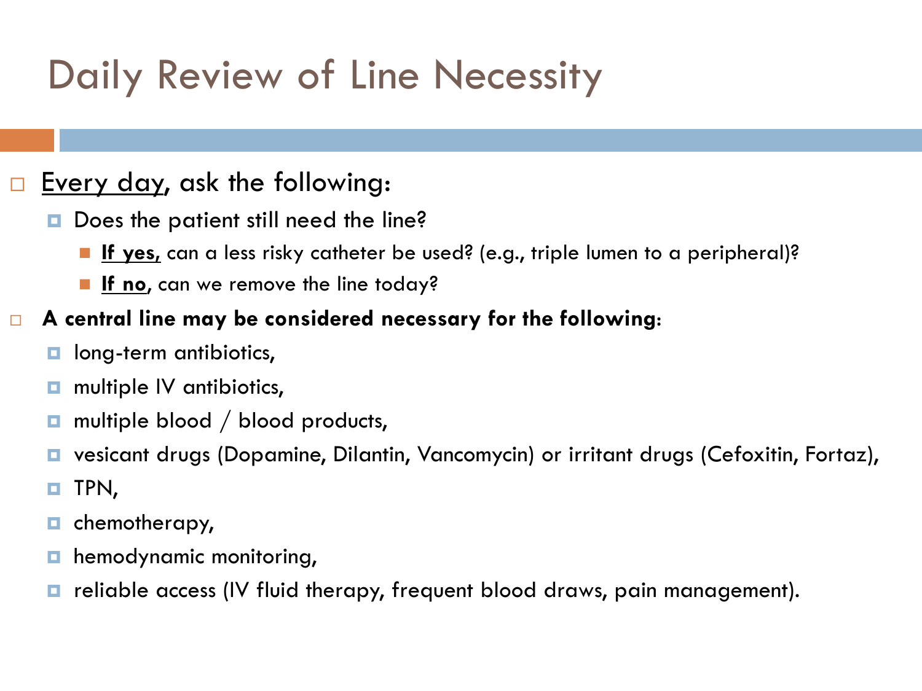# Daily Review of Line Necessity

- <u>Every day</u>, ask the following:
  - Does the patient still need the line?
    - **<u>If yes,</u>** can a less risky catheter be used? (e.g., triple lumen to a peripheral)?
    - **<u>If no</u>**, can we remove the line today?
- **A central line may be considered necessary for the following**:
  - long-term antibiotics,
  - multiple IV antibiotics,
  - multiple blood / blood products,
  - vesicant drugs (Dopamine, Dilantin, Vancomycin) or irritant drugs (Cefoxitin, Fortaz),
  - TPN,
  - chemotherapy,
  - hemodynamic monitoring,
  - reliable access (IV fluid therapy, frequent blood draws, pain management).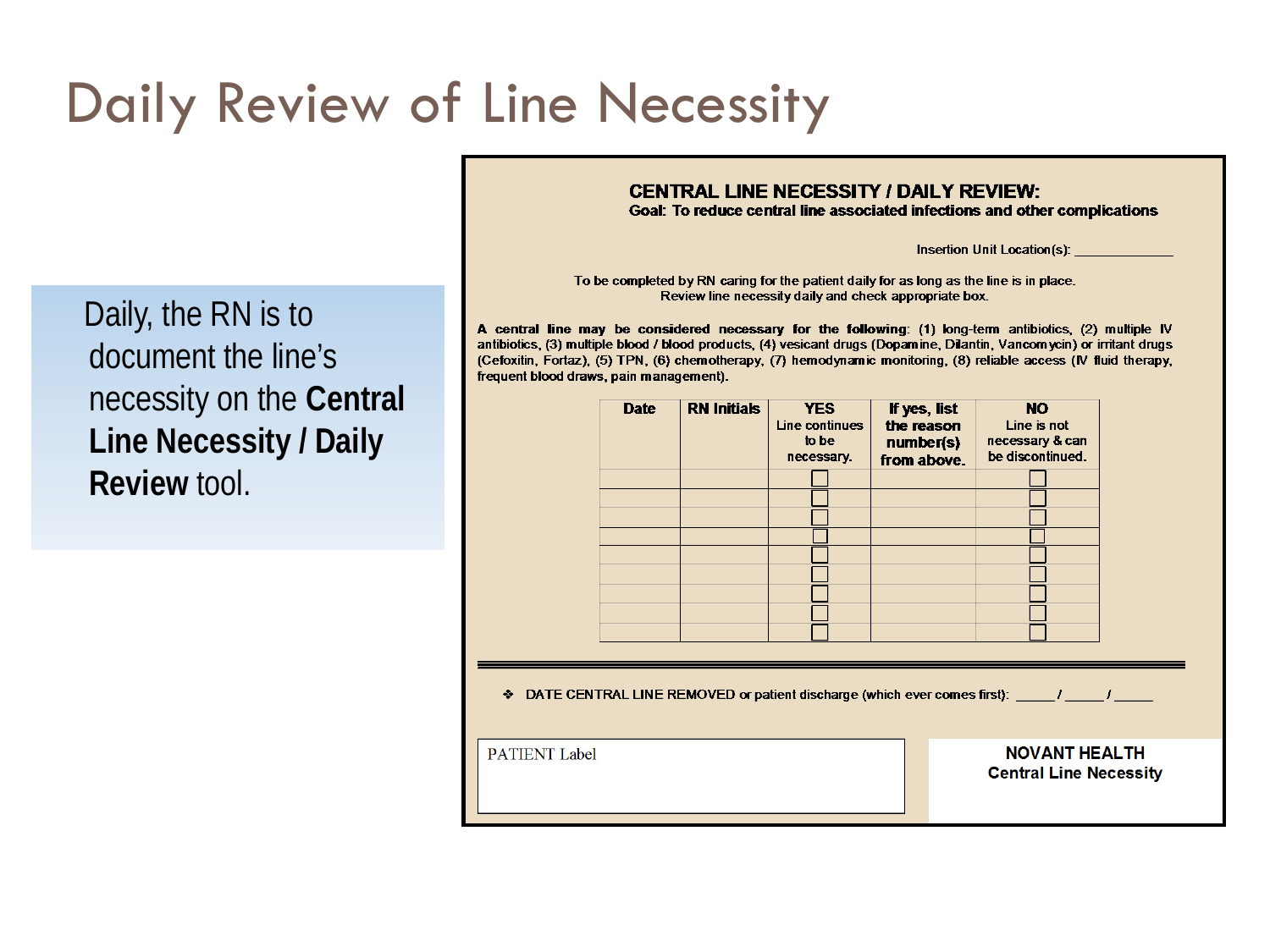# Daily Review of Line Necessity

Daily, the RN is to document the line's necessity on the **Central Line Necessity / Daily Review** tool.

**CENTRAL LINE NECESSITY / DAILY REVIEW:**
**Goal: To reduce central line associated infections and other complications**

Insertion Unit Location(s): ____________

To be completed by RN caring for the patient daily for as long as the line is in place.
Review line necessity daily and check appropriate box.

**A central line may be considered necessary for the following**: (1) long-term antibiotics, (2) multiple IV antibiotics, (3) multiple blood / blood products, (4) vesicant drugs (Dopamine, Dilantin, Vancomycin) or irritant drugs (Cefoxitin, Fortaz), (5) TPN, (6) chemotherapy, (7) hemodynamic monitoring, (8) reliable access (IV fluid therapy, frequent blood draws, pain management).

| Date | RN Initials | YES Line continues to be necessary. | If yes, list the reason number(s) from above. | NO Line is not necessary & can be discontinued. |
|---|---|---|---|---|
| | | ☐ | | ☐ |
| | | ☐ | | ☐ |
| | | ☐ | | ☐ |
| | | ☐ | | ☐ |
| | | ☐ | | ☐ |
| | | ☐ | | ☐ |
| | | ☐ | | ☐ |
| | | ☐ | | ☐ |
| | | ☐ | | ☐ |

❖ DATE CENTRAL LINE REMOVED or patient discharge (which ever comes first): _____ / _____ / _____

PATIENT Label

**NOVANT HEALTH**
**Central Line Necessity**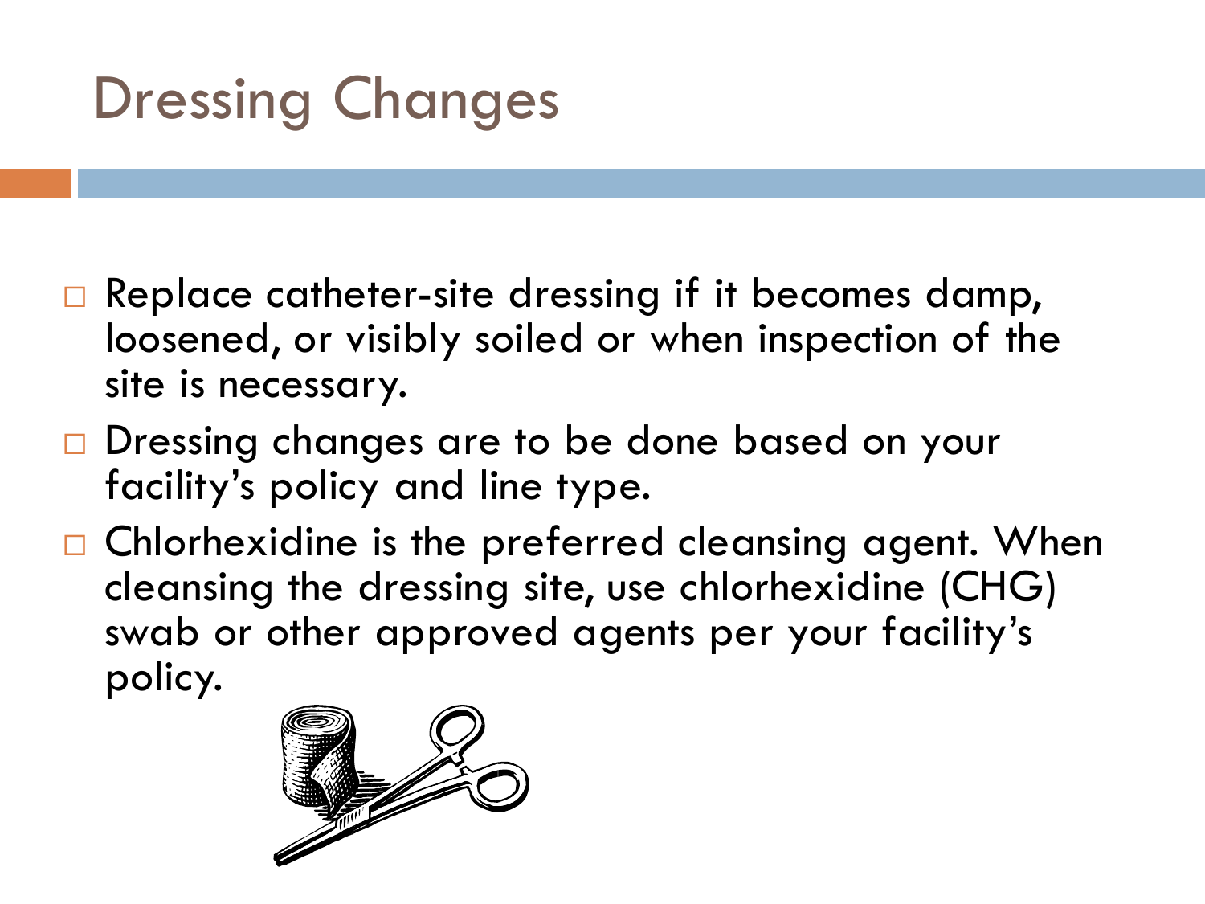# Dressing Changes

- Replace catheter-site dressing if it becomes damp, loosened, or visibly soiled or when inspection of the site is necessary.
- Dressing changes are to be done based on your facility's policy and line type.
- Chlorhexidine is the preferred cleansing agent. When cleansing the dressing site, use chlorhexidine (CHG) swab or other approved agents per your facility's policy.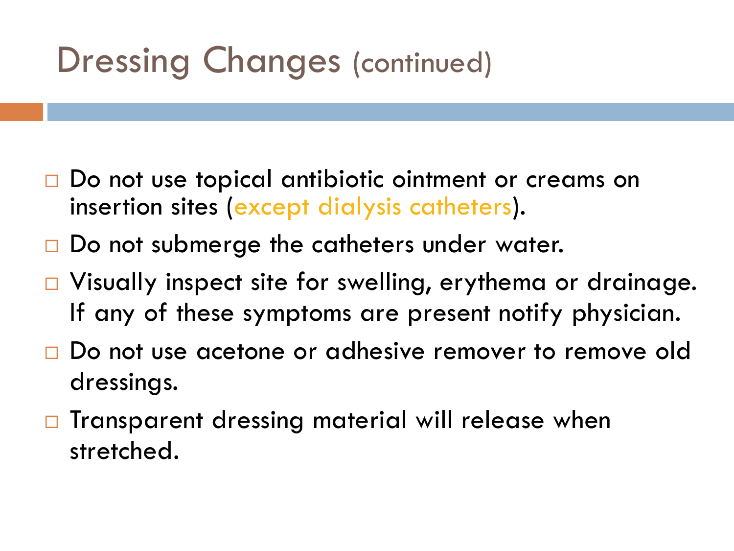# Dressing Changes (continued)

- Do not use topical antibiotic ointment or creams on insertion sites (except dialysis catheters).
- Do not submerge the catheters under water.
- Visually inspect site for swelling, erythema or drainage. If any of these symptoms are present notify physician.
- Do not use acetone or adhesive remover to remove old dressings.
- Transparent dressing material will release when stretched.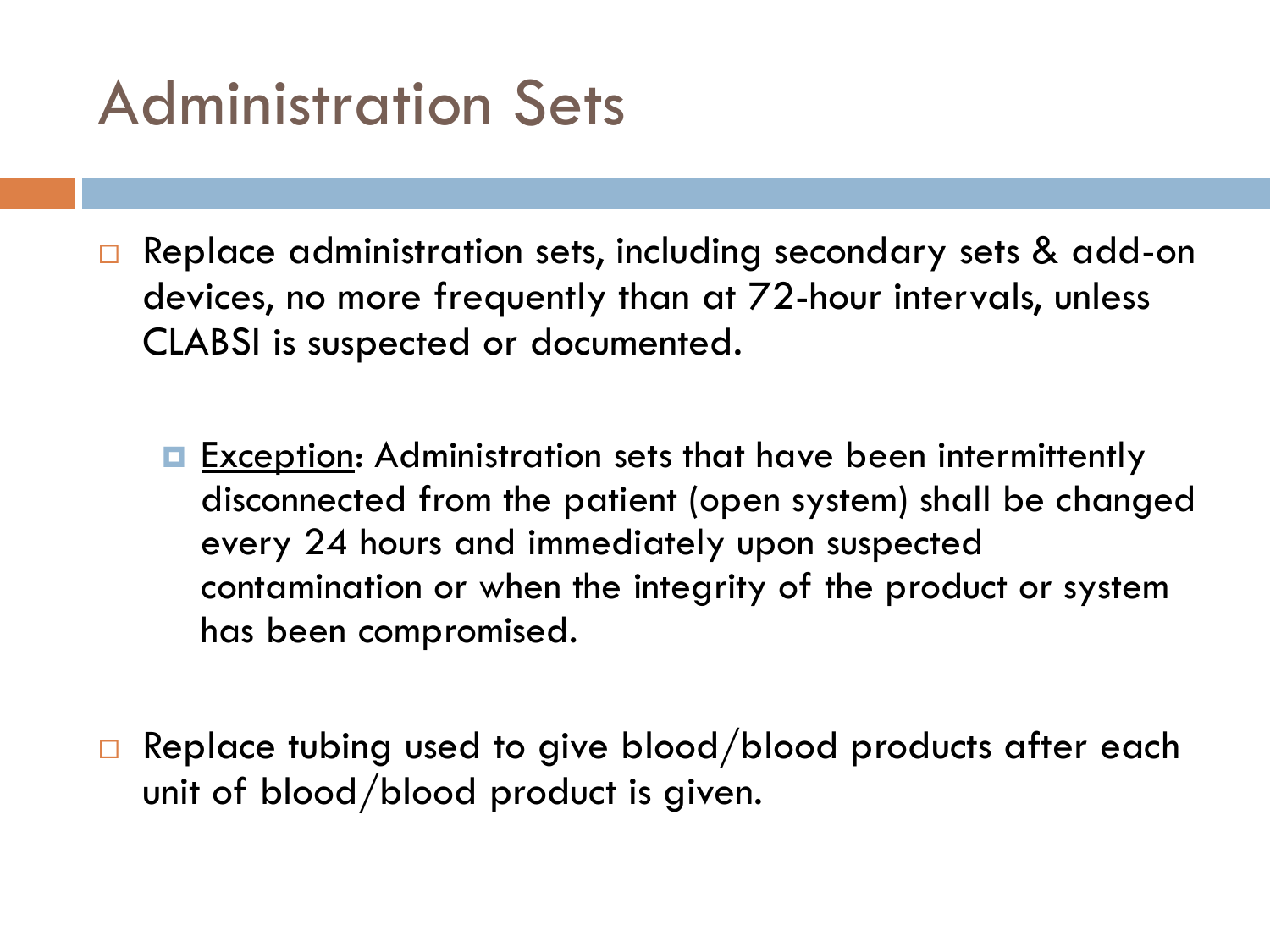# Administration Sets

- Replace administration sets, including secondary sets & add-on devices, no more frequently than at 72-hour intervals, unless CLABSI is suspected or documented.

  - <u>Exception</u>: Administration sets that have been intermittently disconnected from the patient (open system) shall be changed every 24 hours and immediately upon suspected contamination or when the integrity of the product or system has been compromised.

- Replace tubing used to give blood/blood products after each unit of blood/blood product is given.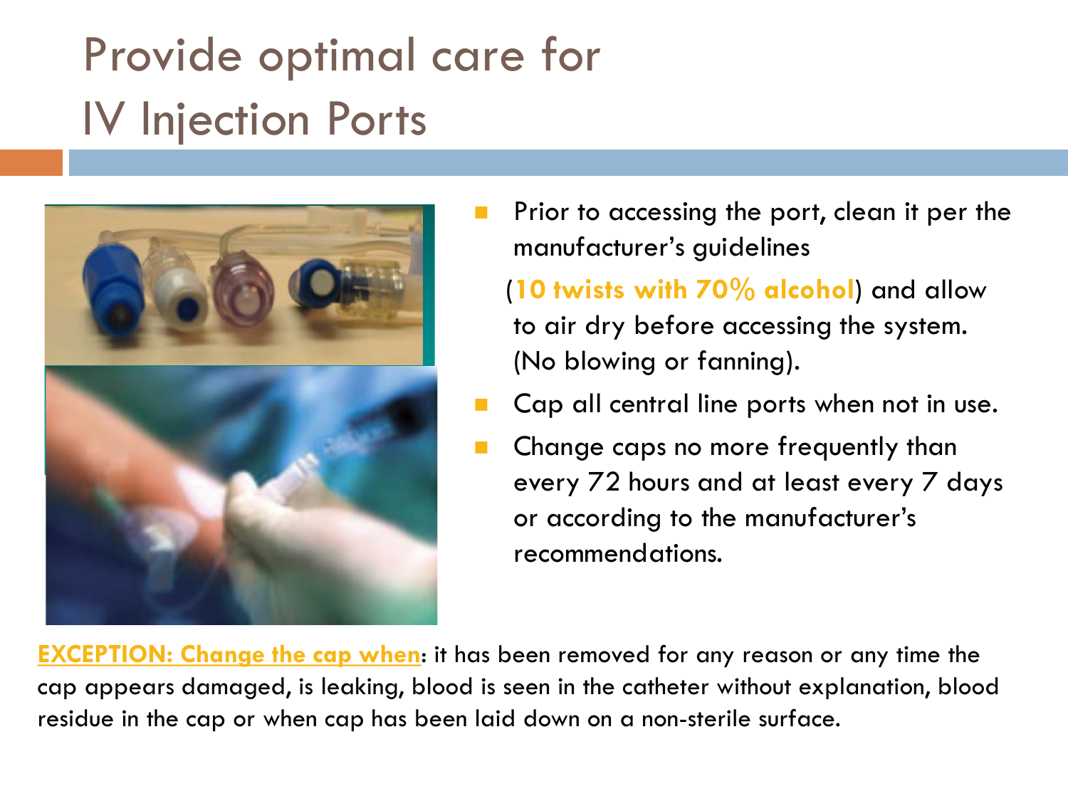# Provide optimal care for IV Injection Ports

- Prior to accessing the port, clean it per the manufacturer's guidelines

  (**10 twists with 70% alcohol**) and allow to air dry before accessing the system. (No blowing or fanning).
- Cap all central line ports when not in use.
- Change caps no more frequently than every 72 hours and at least every 7 days or according to the manufacturer's recommendations.

**EXCEPTION: Change the cap when**: it has been removed for any reason or any time the cap appears damaged, is leaking, blood is seen in the catheter without explanation, blood residue in the cap or when cap has been laid down on a non-sterile surface.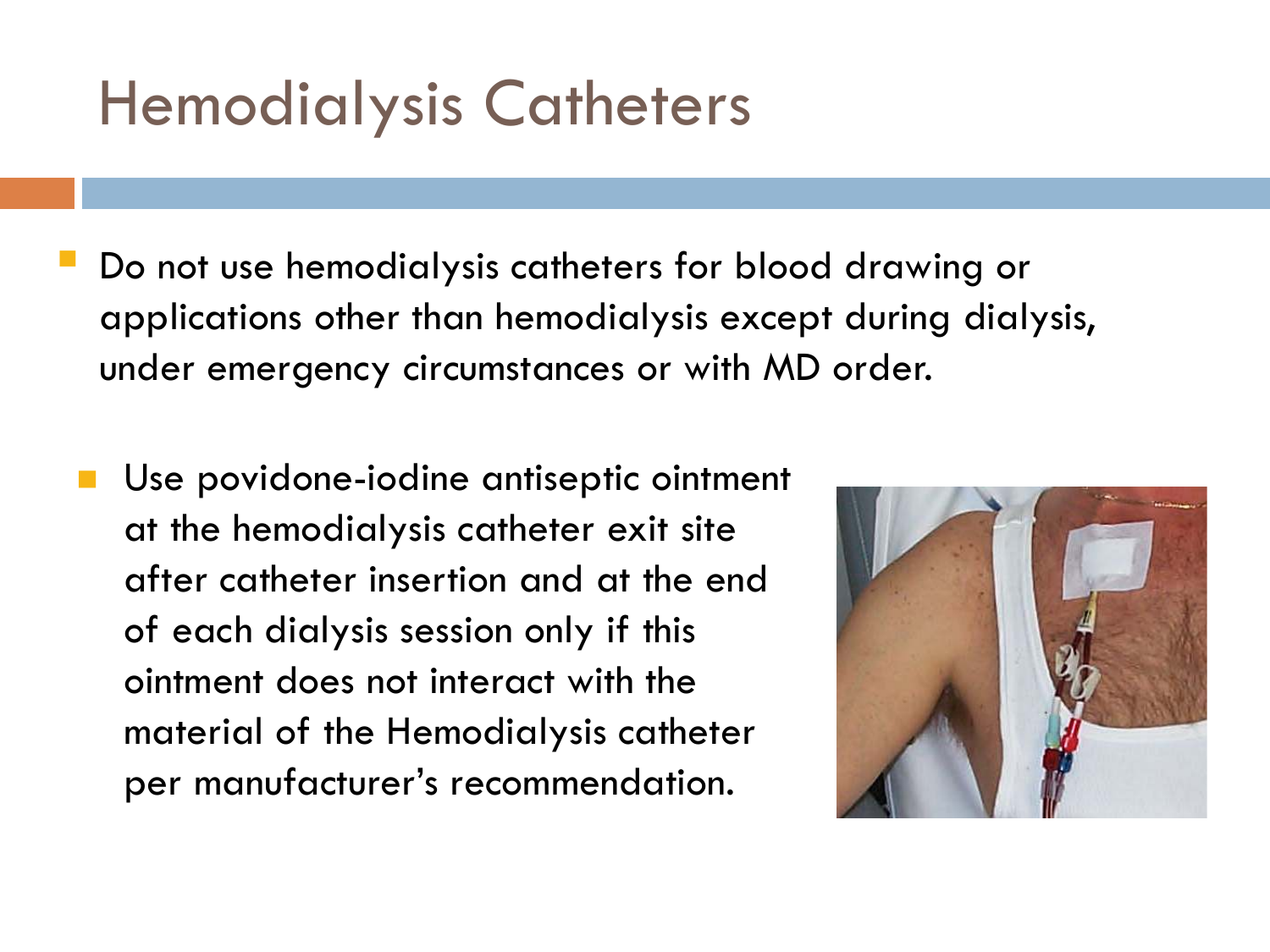# Hemodialysis Catheters

- Do not use hemodialysis catheters for blood drawing or applications other than hemodialysis except during dialysis, under emergency circumstances or with MD order.

  - Use povidone-iodine antiseptic ointment at the hemodialysis catheter exit site after catheter insertion and at the end of each dialysis session only if this ointment does not interact with the material of the Hemodialysis catheter per manufacturer's recommendation.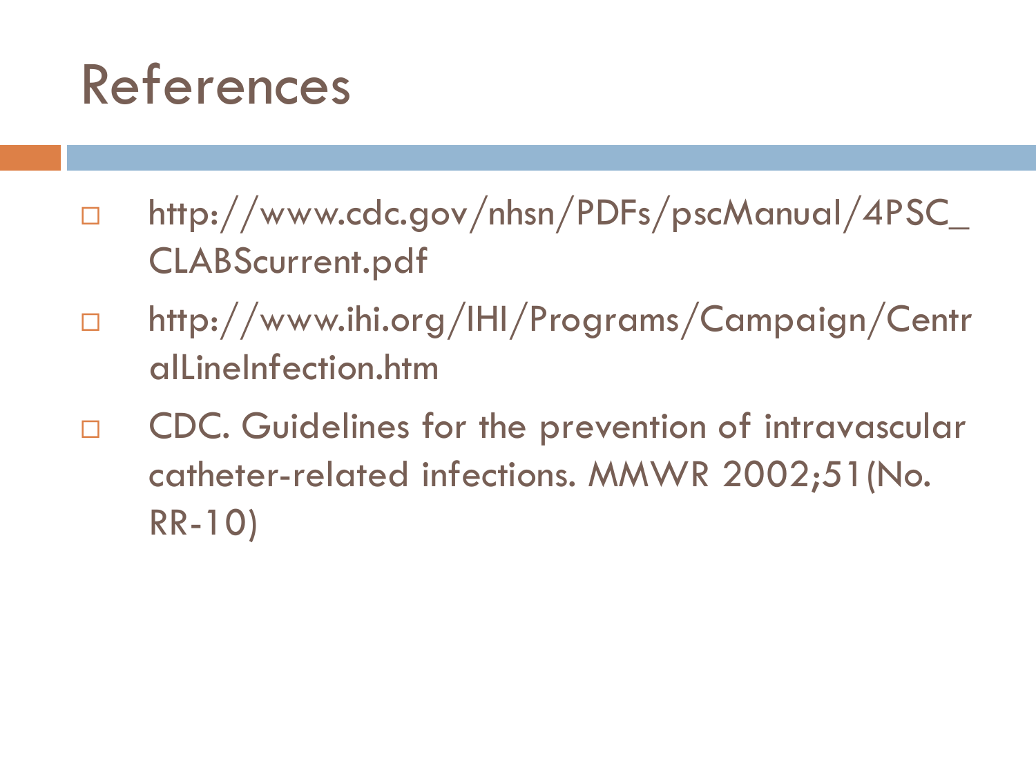# References

- http://www.cdc.gov/nhsn/PDFs/pscManual/4PSC_CLABScurrent.pdf
- http://www.ihi.org/IHI/Programs/Campaign/CentralLineInfection.htm
- CDC. Guidelines for the prevention of intravascular catheter-related infections. MMWR 2002;51(No. RR-10)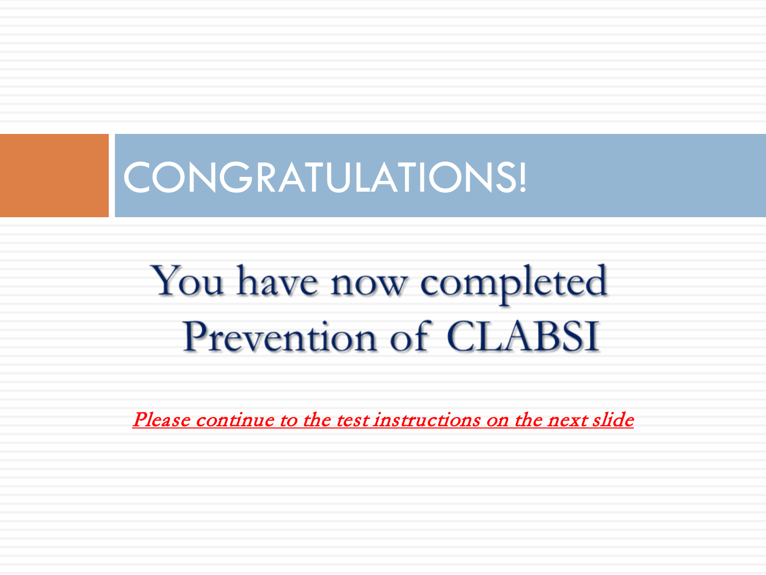# CONGRATULATIONS!

You have now completed Prevention of CLABSI

*Please continue to the test instructions on the next slide*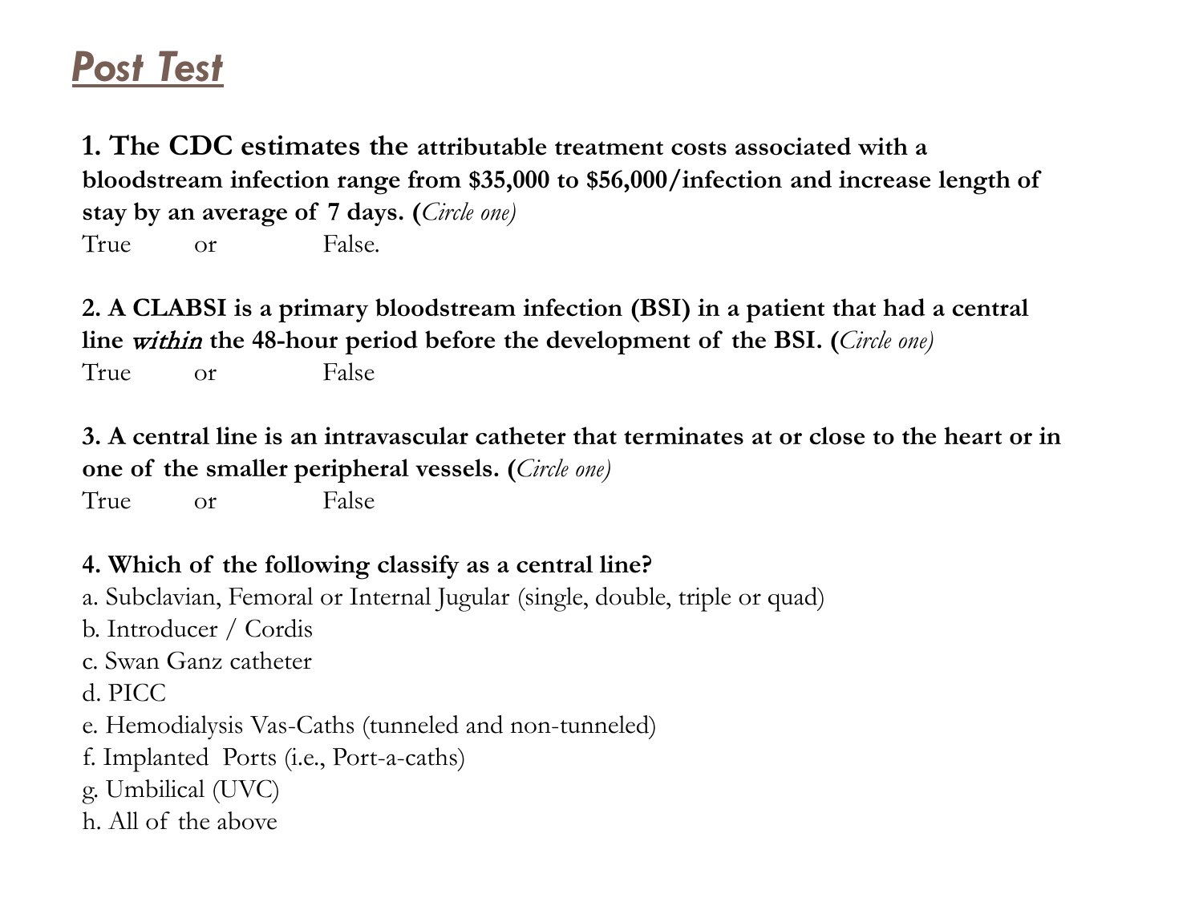# Post Test

**1. The CDC estimates the attributable treatment costs associated with a bloodstream infection range from $35,000 to $56,000/infection and increase length of stay by an average of 7 days. (***Circle one)*

True or False.

**2. A CLABSI is a primary bloodstream infection (BSI) in a patient that had a central line** ***within*** **the 48-hour period before the development of the BSI. (***Circle one)*

True or False

**3. A central line is an intravascular catheter that terminates at or close to the heart or in one of the smaller peripheral vessels. (***Circle one)*

True or False

**4. Which of the following classify as a central line?**

a. Subclavian, Femoral or Internal Jugular (single, double, triple or quad)
b. Introducer / Cordis
c. Swan Ganz catheter
d. PICC
e. Hemodialysis Vas-Caths (tunneled and non-tunneled)
f. Implanted Ports (i.e., Port-a-caths)
g. Umbilical (UVC)
h. All of the above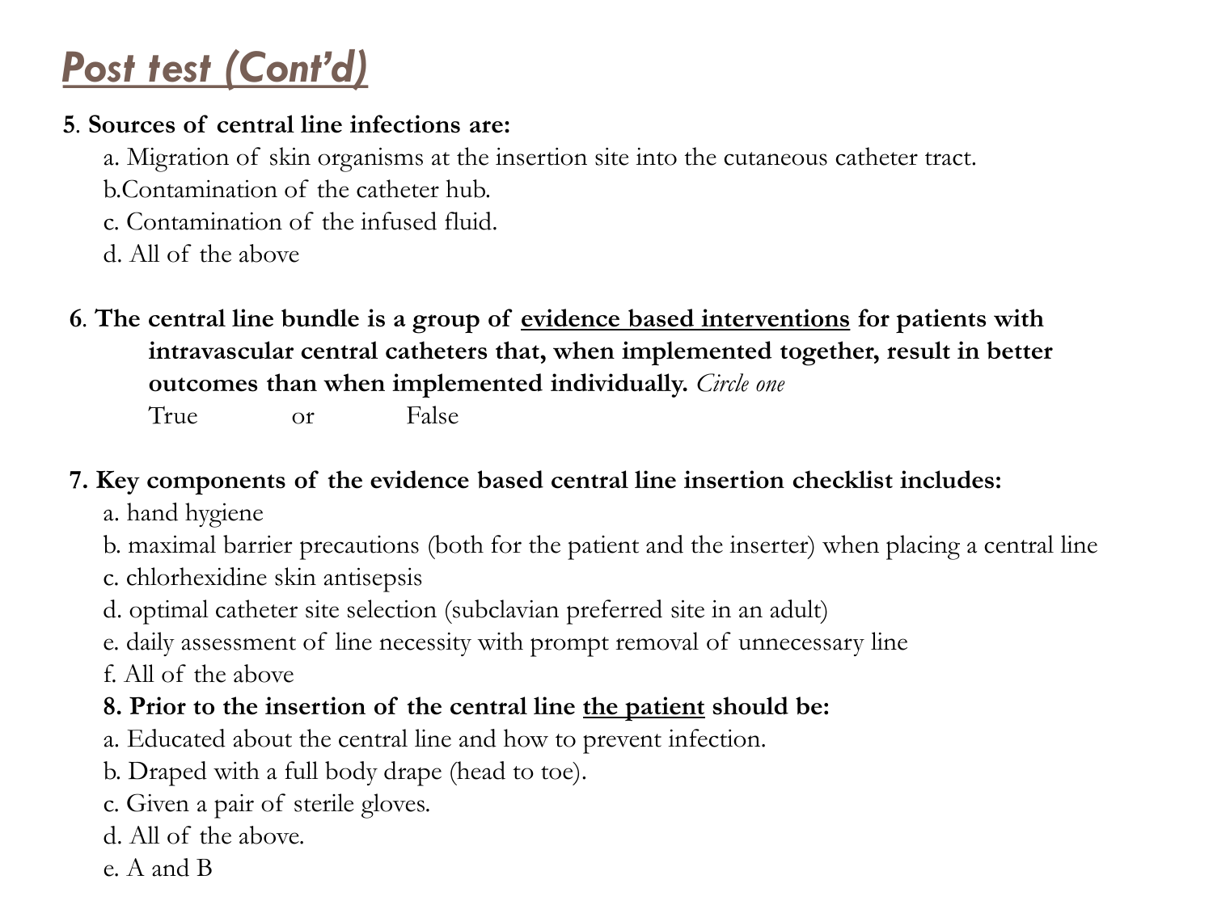# Post test (Cont'd)

**5. Sources of central line infections are:**

a. Migration of skin organisms at the insertion site into the cutaneous catheter tract.

b.Contamination of the catheter hub.

c. Contamination of the infused fluid.

d. All of the above

**6. The central line bundle is a group of <u>evidence based interventions</u> for patients with intravascular central catheters that, when implemented together, result in better outcomes than when implemented individually.** *Circle one*

True or False

**7. Key components of the evidence based central line insertion checklist includes:**

a. hand hygiene

b. maximal barrier precautions (both for the patient and the inserter) when placing a central line

c. chlorhexidine skin antisepsis

d. optimal catheter site selection (subclavian preferred site in an adult)

e. daily assessment of line necessity with prompt removal of unnecessary line

f. All of the above

**8. Prior to the insertion of the central line <u>the patient</u> should be:**

a. Educated about the central line and how to prevent infection.

b. Draped with a full body drape (head to toe).

c. Given a pair of sterile gloves.

d. All of the above.

e. A and B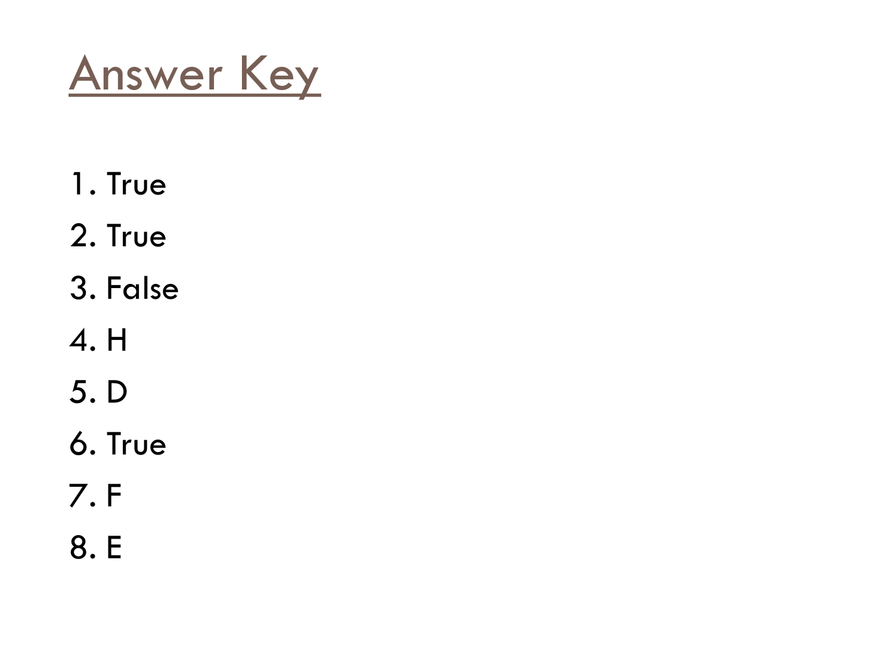# Answer Key

1. True
2. True
3. False
4. H
5. D
6. True
7. F
8. E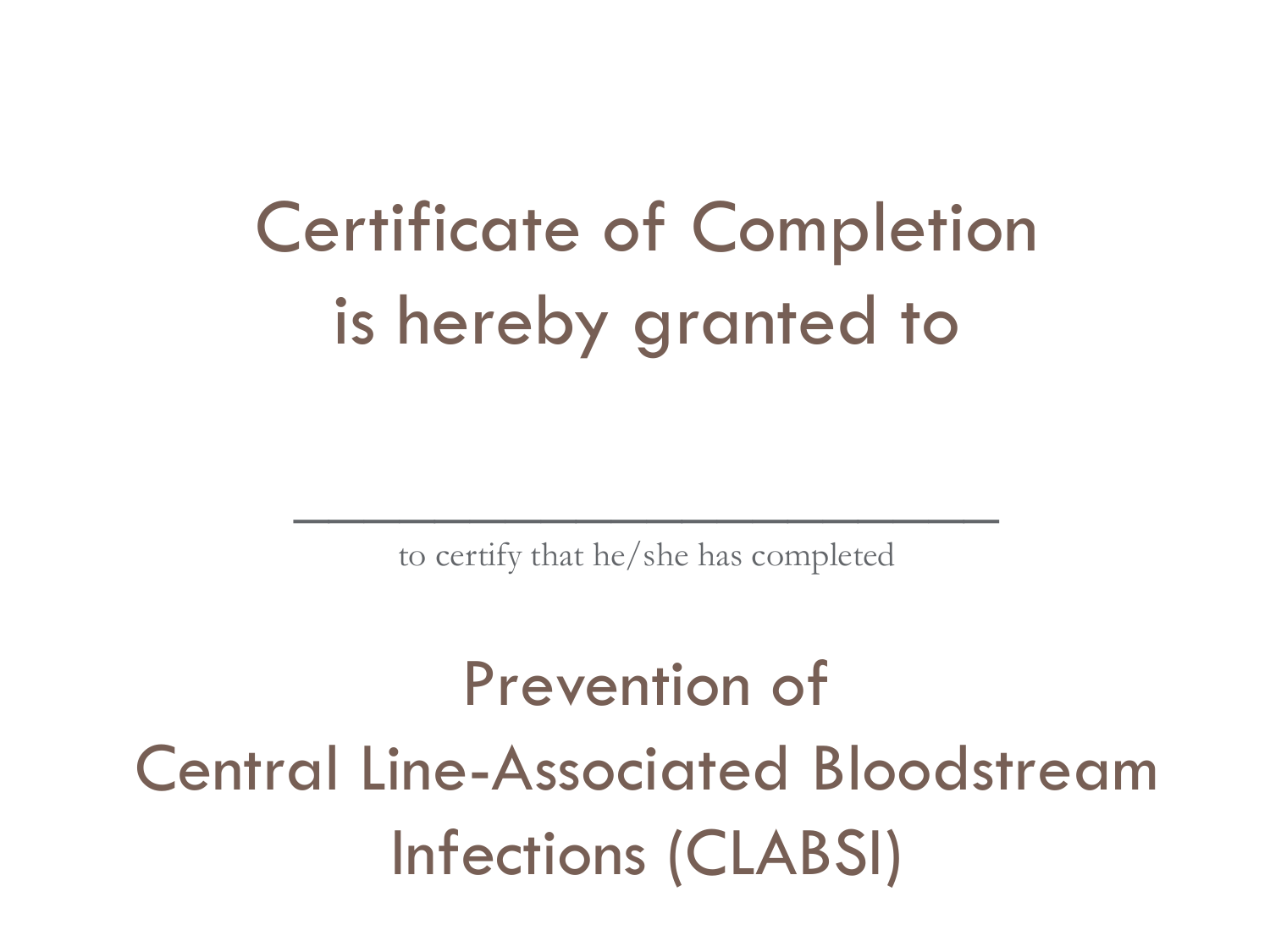# Certificate of Completion is hereby granted to

______________________

to certify that he/she has completed

# Prevention of Central Line-Associated Bloodstream Infections (CLABSI)